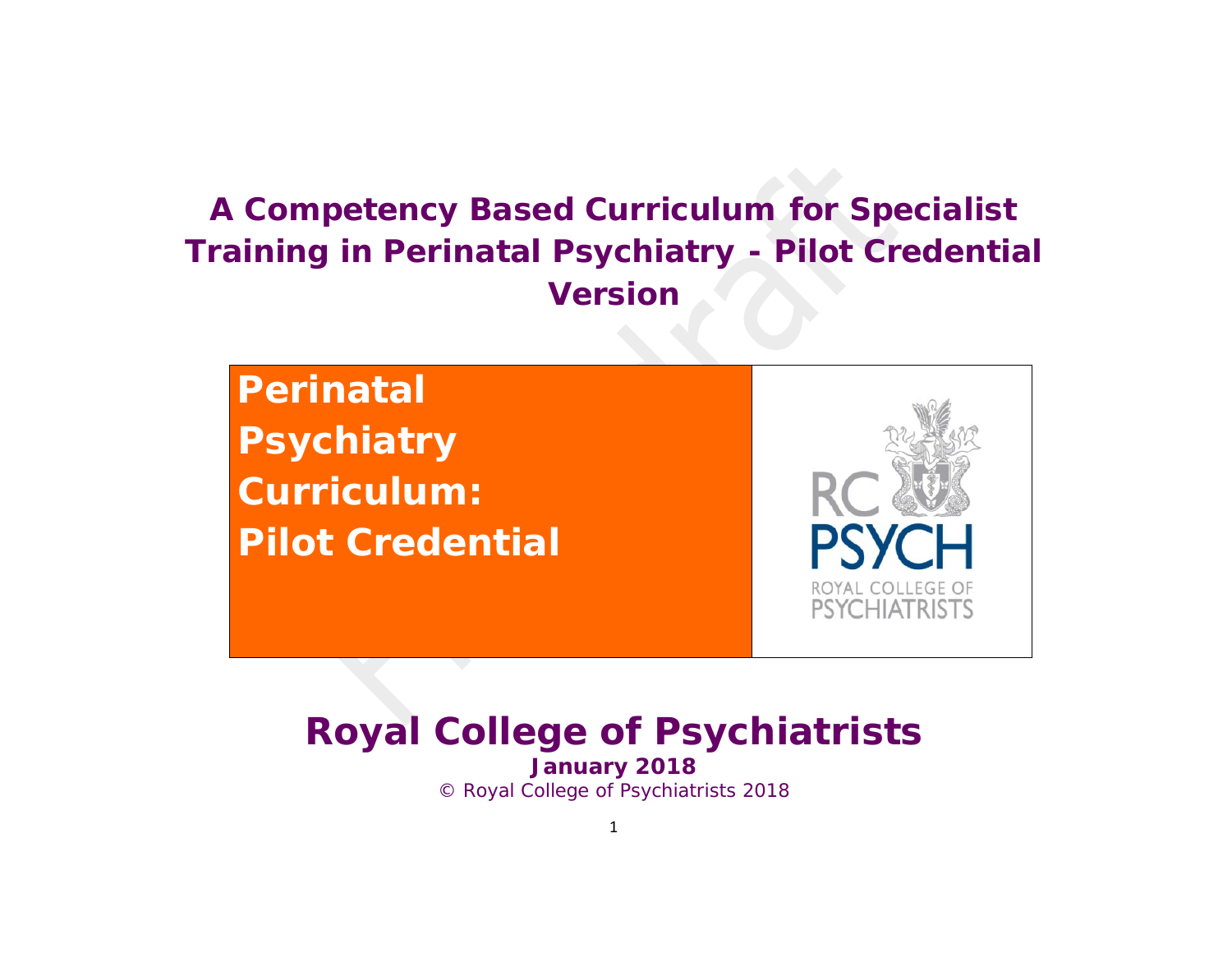# A Competency Based Curriculum for Specialist Training in Perinatal Psychiatry - Pilot Credential Version

**Perinatal Psychiatry Curriculum: Pilot Credential**

RC PSYCH
ROYAL COLLEGE OF PSYCHIATRISTS

## Royal College of Psychiatrists

**January 2018**

© Royal College of Psychiatrists 2018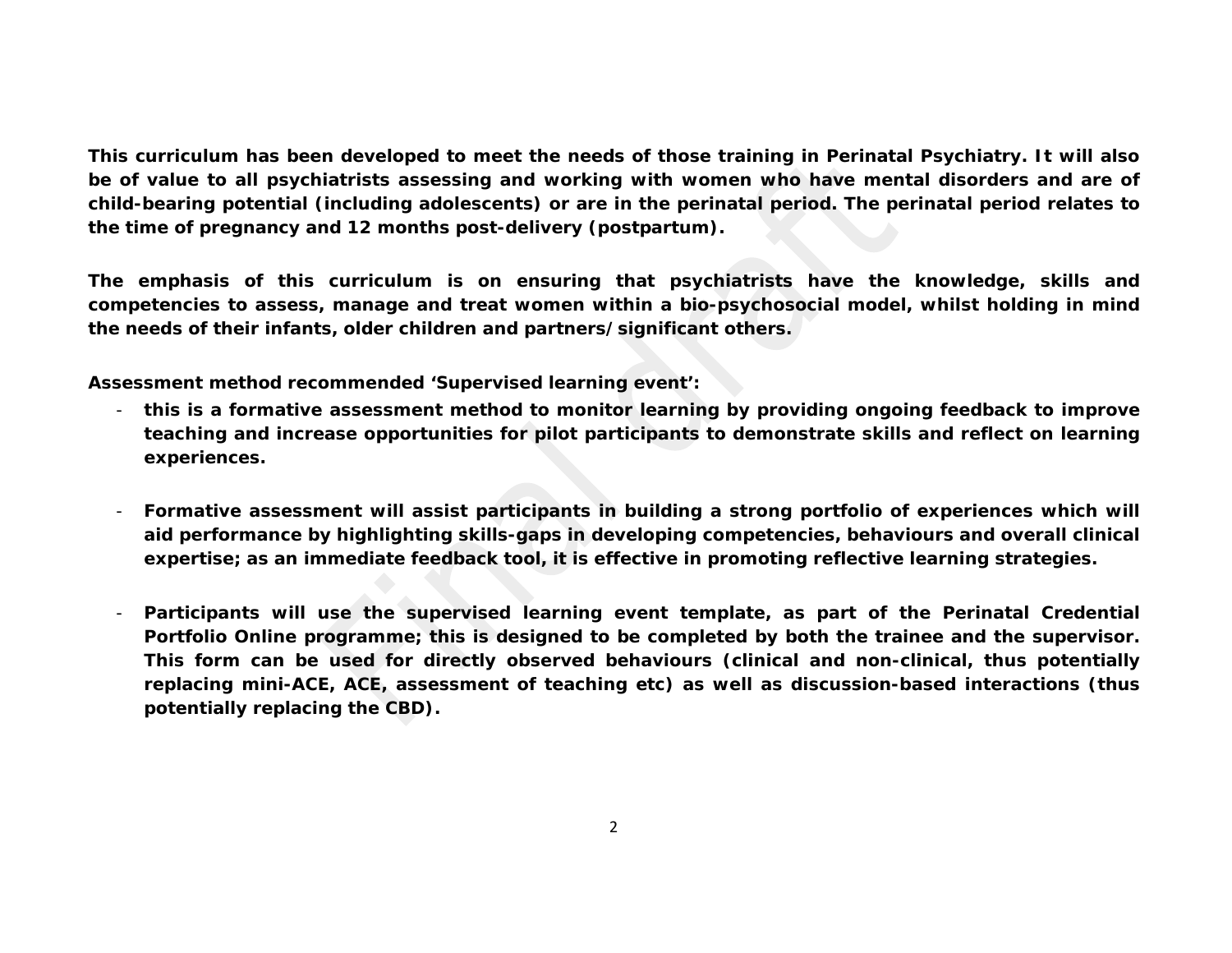**This curriculum has been developed to meet the needs of those training in Perinatal Psychiatry. It will also be of value to all psychiatrists assessing and working with women who have mental disorders and are of child-bearing potential (including adolescents) or are in the perinatal period. The perinatal period relates to the time of pregnancy and 12 months post-delivery (postpartum).**

**The emphasis of this curriculum is on ensuring that psychiatrists have the knowledge, skills and competencies to assess, manage and treat women within a bio-psychosocial model, whilst holding in mind the needs of their infants, older children and partners/significant others.**

**Assessment method recommended 'Supervised learning event':**

- **this is a formative assessment method to monitor learning by providing ongoing feedback to improve teaching and increase opportunities for pilot participants to demonstrate skills and reflect on learning experiences.**

- **Formative assessment will assist participants in building a strong portfolio of experiences which will aid performance by highlighting skills-gaps in developing competencies, behaviours and overall clinical expertise; as an immediate feedback tool, it is effective in promoting reflective learning strategies.**

- **Participants will use the supervised learning event template, as part of the Perinatal Credential Portfolio Online programme; this is designed to be completed by both the trainee and the supervisor. This form can be used for directly observed behaviours (clinical and non-clinical, thus potentially replacing mini-ACE, ACE, assessment of teaching etc) as well as discussion-based interactions (thus potentially replacing the CBD).**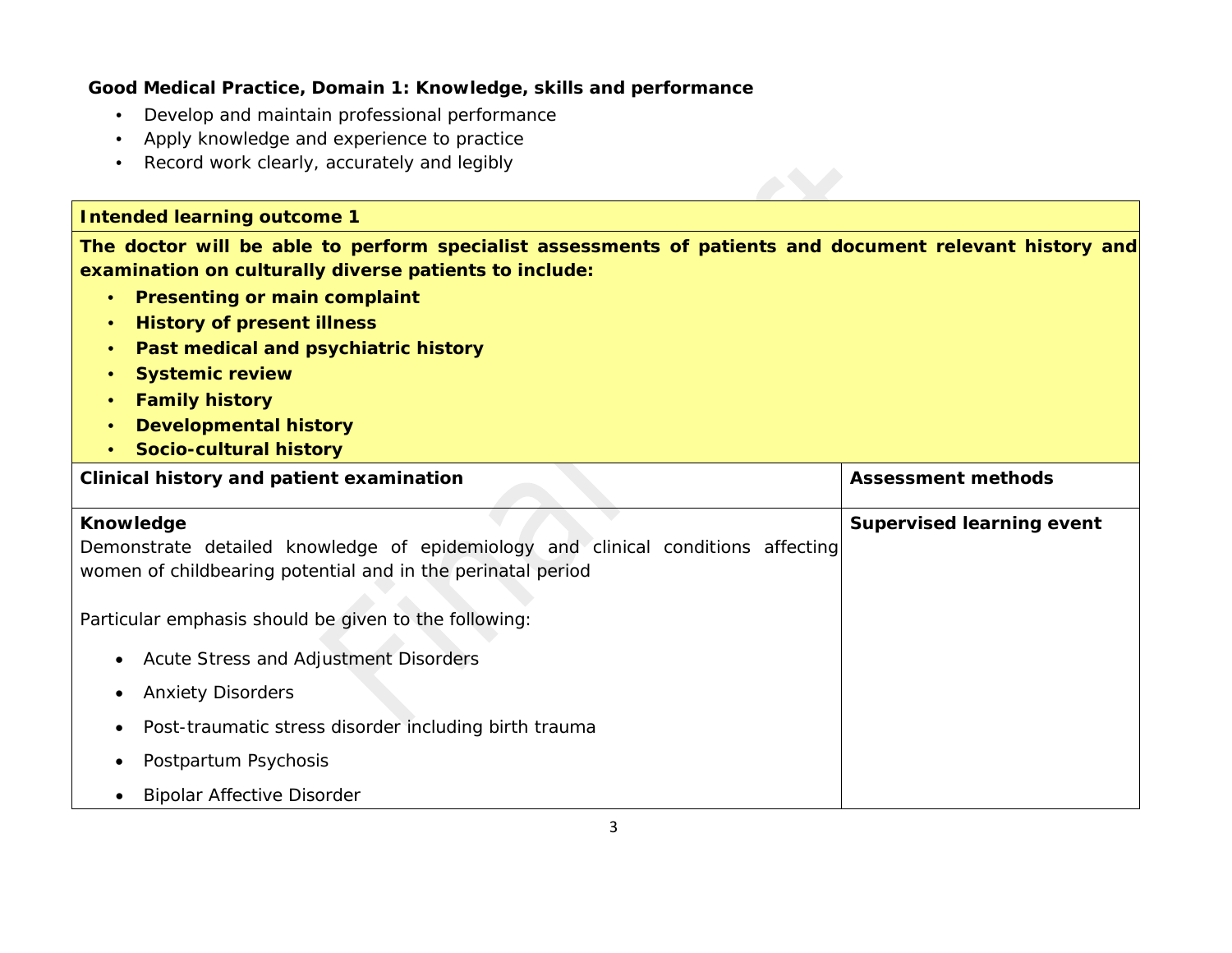**Good Medical Practice, Domain 1: Knowledge, skills and performance**

- Develop and maintain professional performance
- Apply knowledge and experience to practice
- Record work clearly, accurately and legibly

| **Intended learning outcome 1** | |
|---|---|
| **The doctor will be able to perform specialist assessments of patients and document relevant history and examination on culturally diverse patients to include:**<br>• **Presenting or main complaint**<br>• **History of present illness**<br>• **Past medical and psychiatric history**<br>• **Systemic review**<br>• **Family history**<br>• **Developmental history**<br>• **Socio-cultural history** | |
| **Clinical history and patient examination** | **Assessment methods** |
| **Knowledge**<br>Demonstrate detailed knowledge of epidemiology and clinical conditions affecting women of childbearing potential and in the perinatal period<br><br>Particular emphasis should be given to the following:<br>• Acute Stress and Adjustment Disorders<br>• Anxiety Disorders<br>• Post-traumatic stress disorder including birth trauma<br>• Postpartum Psychosis<br>• Bipolar Affective Disorder | **Supervised learning event** |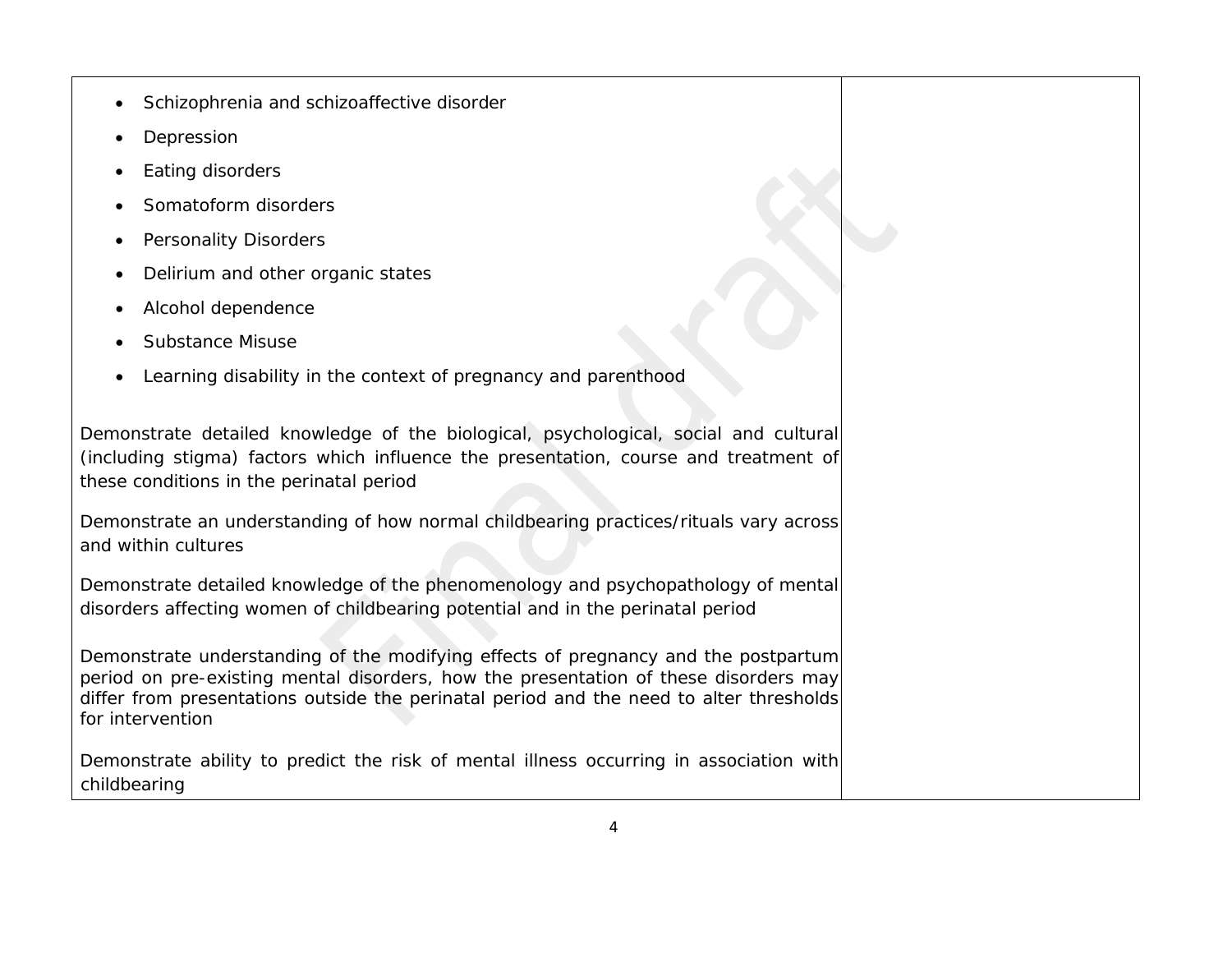| | |
|---|---|
| • Schizophrenia and schizoaffective disorder<br>• Depression<br>• Eating disorders<br>• Somatoform disorders<br>• Personality Disorders<br>• Delirium and other organic states<br>• Alcohol dependence<br>• Substance Misuse<br>• Learning disability in the context of pregnancy and parenthood<br><br>Demonstrate detailed knowledge of the biological, psychological, social and cultural (including stigma) factors which influence the presentation, course and treatment of these conditions in the perinatal period<br><br>Demonstrate an understanding of how normal childbearing practices/rituals vary across and within cultures<br><br>Demonstrate detailed knowledge of the phenomenology and psychopathology of mental disorders affecting women of childbearing potential and in the perinatal period<br><br>Demonstrate understanding of the modifying effects of pregnancy and the postpartum period on pre-existing mental disorders, how the presentation of these disorders may differ from presentations outside the perinatal period and the need to alter thresholds for intervention<br><br>Demonstrate ability to predict the risk of mental illness occurring in association with childbearing | |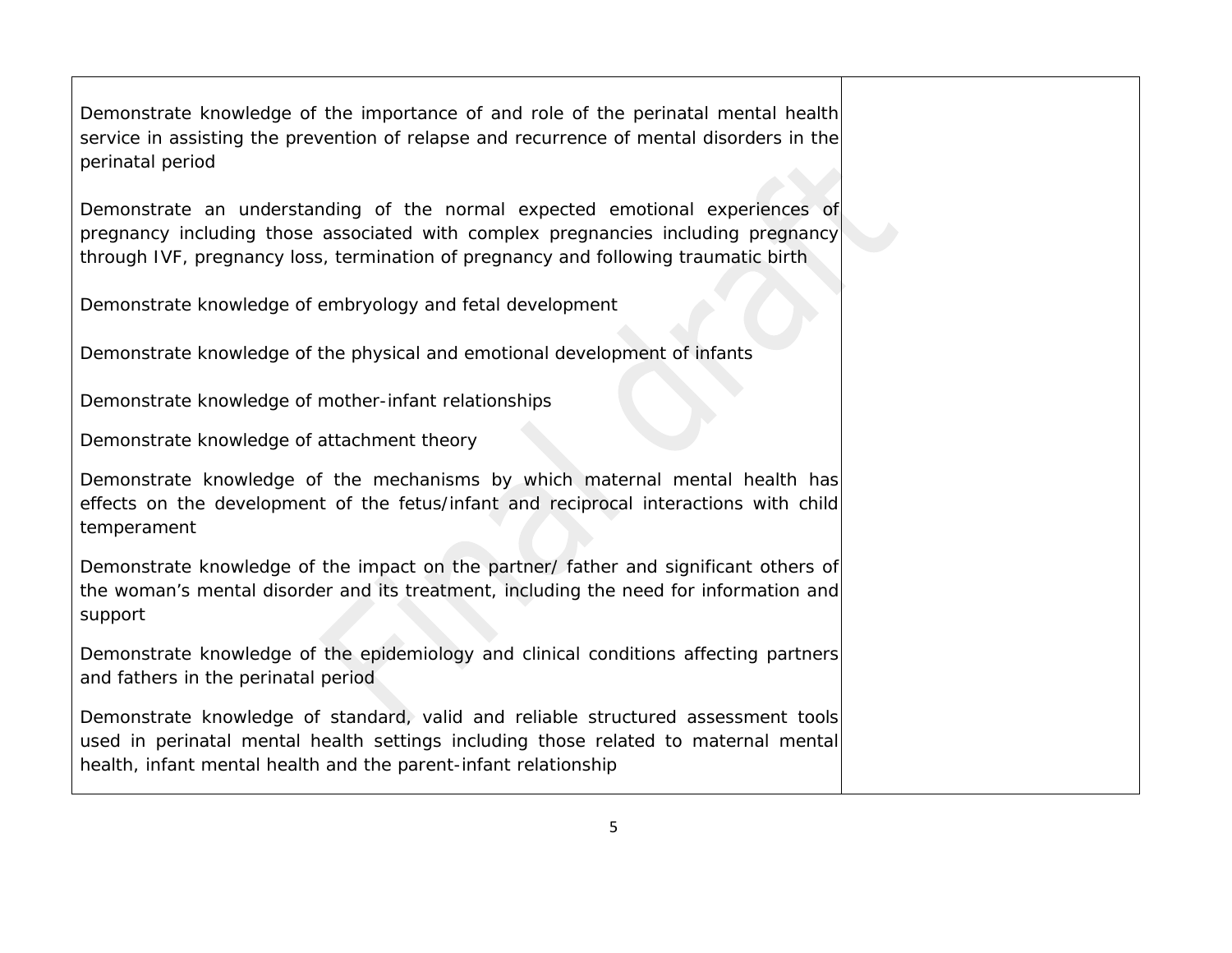| | |
|---|---|
| Demonstrate knowledge of the importance of and role of the perinatal mental health service in assisting the prevention of relapse and recurrence of mental disorders in the perinatal period<br><br>Demonstrate an understanding of the normal expected emotional experiences of pregnancy including those associated with complex pregnancies including pregnancy through IVF, pregnancy loss, termination of pregnancy and following traumatic birth<br><br>Demonstrate knowledge of embryology and fetal development<br><br>Demonstrate knowledge of the physical and emotional development of infants<br><br>Demonstrate knowledge of mother-infant relationships<br><br>Demonstrate knowledge of attachment theory<br><br>Demonstrate knowledge of the mechanisms by which maternal mental health has effects on the development of the fetus/infant and reciprocal interactions with child temperament<br><br>Demonstrate knowledge of the impact on the partner/ father and significant others of the woman's mental disorder and its treatment, including the need for information and support<br><br>Demonstrate knowledge of the epidemiology and clinical conditions affecting partners and fathers in the perinatal period<br><br>Demonstrate knowledge of standard, valid and reliable structured assessment tools used in perinatal mental health settings including those related to maternal mental health, infant mental health and the parent-infant relationship | |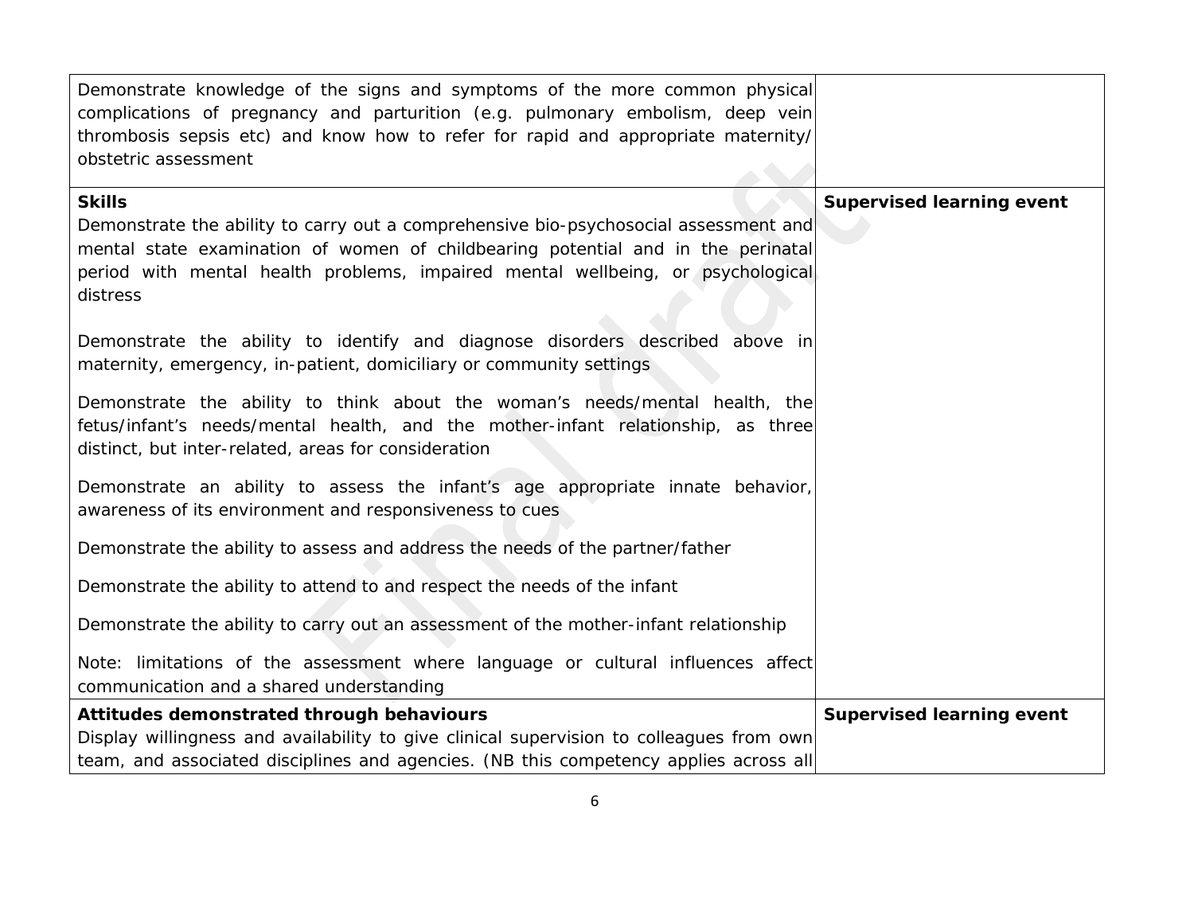| | |
|---|---|
| Demonstrate knowledge of the signs and symptoms of the more common physical complications of pregnancy and parturition (e.g. pulmonary embolism, deep vein thrombosis sepsis etc) and know how to refer for rapid and appropriate maternity/ obstetric assessment | |
| **Skills**<br>Demonstrate the ability to carry out a comprehensive bio-psychosocial assessment and mental state examination of women of childbearing potential and in the perinatal period with mental health problems, impaired mental wellbeing, or psychological distress<br><br>Demonstrate the ability to identify and diagnose disorders described above in maternity, emergency, in-patient, domiciliary or community settings<br><br>Demonstrate the ability to think about the woman's needs/mental health, the fetus/infant's needs/mental health, and the mother-infant relationship, as three distinct, but inter-related, areas for consideration<br><br>Demonstrate an ability to assess the infant's age appropriate innate behavior, awareness of its environment and responsiveness to cues<br><br>Demonstrate the ability to assess and address the needs of the partner/father<br><br>Demonstrate the ability to attend to and respect the needs of the infant<br><br>Demonstrate the ability to carry out an assessment of the mother-infant relationship<br><br>Note: limitations of the assessment where language or cultural influences affect communication and a shared understanding | **Supervised learning event** |
| **Attitudes demonstrated through behaviours**<br>Display willingness and availability to give clinical supervision to colleagues from own team, and associated disciplines and agencies. (NB this competency applies across all | **Supervised learning event** |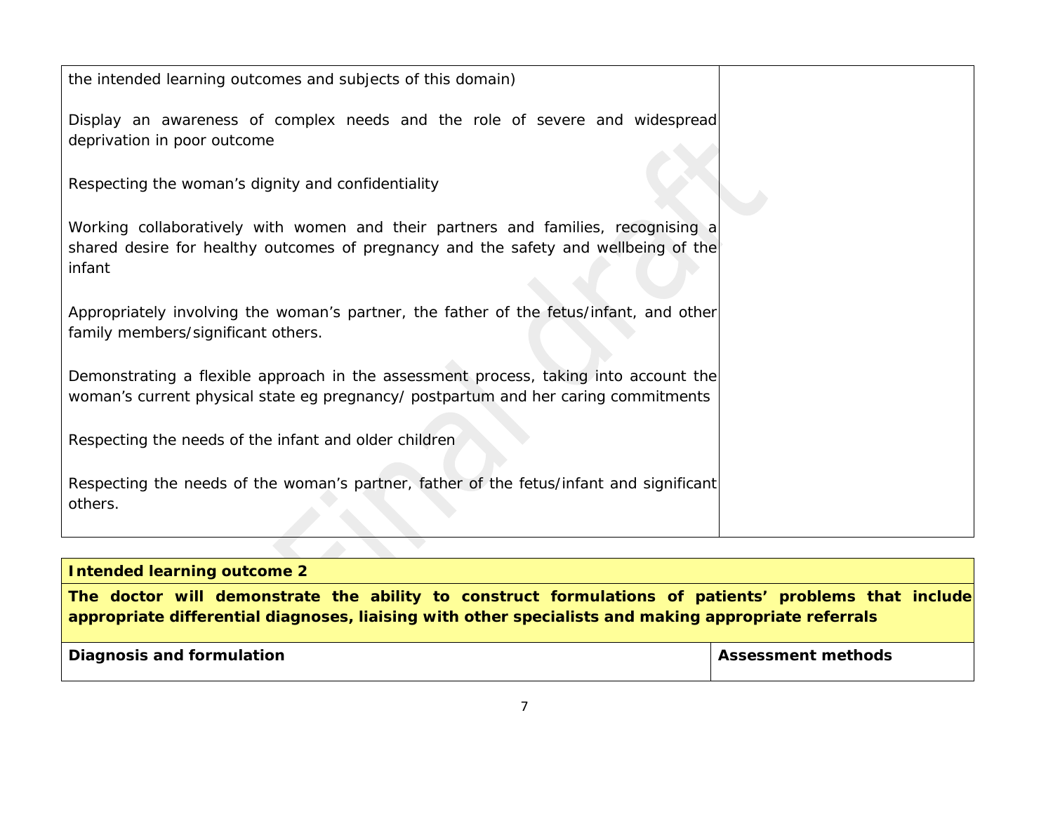| | |
|---|---|
| the intended learning outcomes and subjects of this domain)<br><br>Display an awareness of complex needs and the role of severe and widespread deprivation in poor outcome<br><br>Respecting the woman's dignity and confidentiality<br><br>Working collaboratively with women and their partners and families, recognising a shared desire for healthy outcomes of pregnancy and the safety and wellbeing of the infant<br><br>Appropriately involving the woman's partner, the father of the fetus/infant, and other family members/significant others.<br><br>Demonstrating a flexible approach in the assessment process, taking into account the woman's current physical state eg pregnancy/ postpartum and her caring commitments<br><br>Respecting the needs of the infant and older children<br><br>Respecting the needs of the woman's partner, father of the fetus/infant and significant others. | |

| **Intended learning outcome 2** | |
|---|---|
| **The doctor will demonstrate the ability to construct formulations of patients' problems that include appropriate differential diagnoses, liaising with other specialists and making appropriate referrals** | |
| **Diagnosis and formulation** | **Assessment methods** |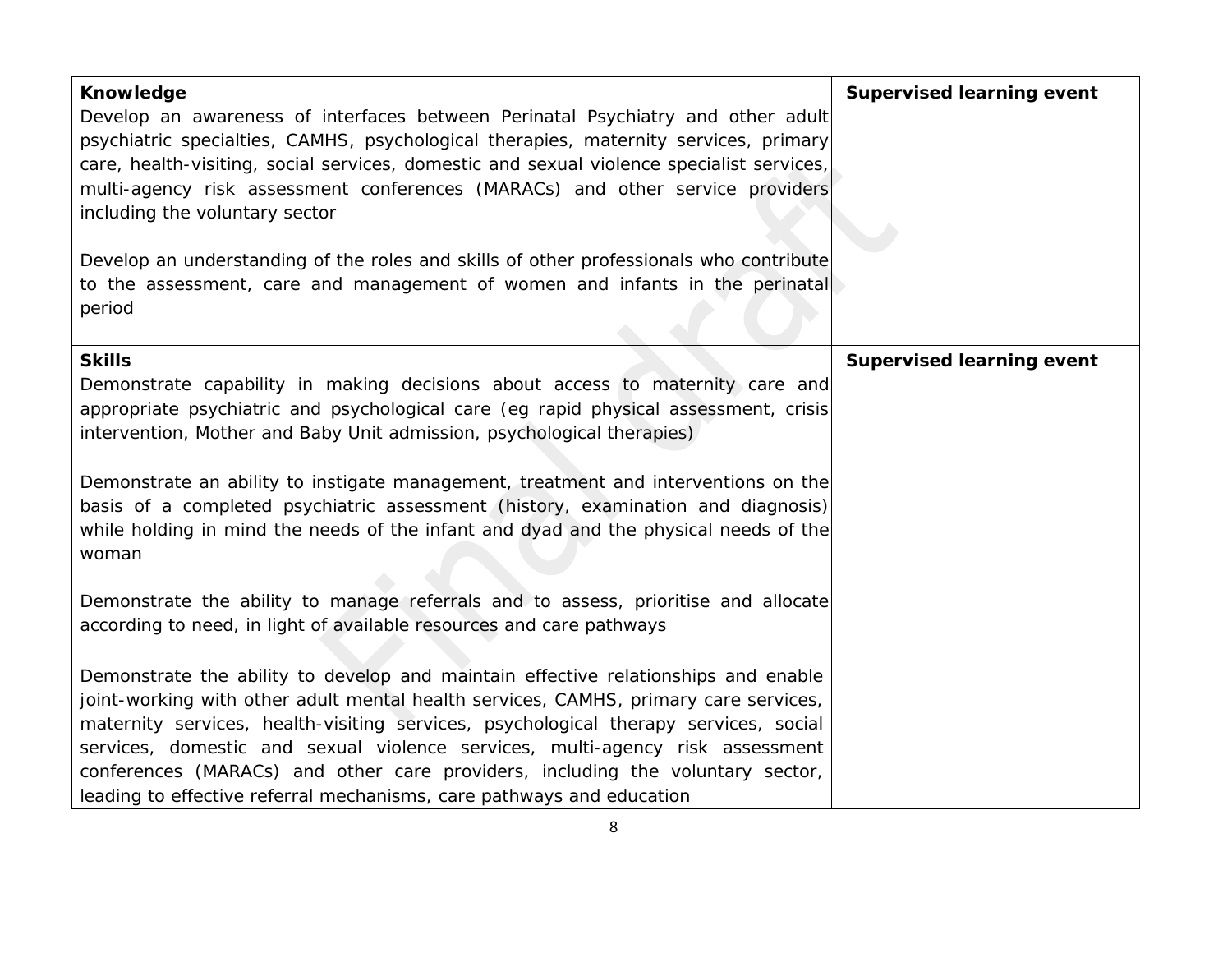| **Knowledge**<br>Develop an awareness of interfaces between Perinatal Psychiatry and other adult psychiatric specialties, CAMHS, psychological therapies, maternity services, primary care, health-visiting, social services, domestic and sexual violence specialist services, multi-agency risk assessment conferences (MARACs) and other service providers including the voluntary sector<br><br>Develop an understanding of the roles and skills of other professionals who contribute to the assessment, care and management of women and infants in the perinatal period | **Supervised learning event** |
|---|---|
| **Skills**<br>Demonstrate capability in making decisions about access to maternity care and appropriate psychiatric and psychological care (eg rapid physical assessment, crisis intervention, Mother and Baby Unit admission, psychological therapies)<br><br>Demonstrate an ability to instigate management, treatment and interventions on the basis of a completed psychiatric assessment (history, examination and diagnosis) while holding in mind the needs of the infant and dyad and the physical needs of the woman<br><br>Demonstrate the ability to manage referrals and to assess, prioritise and allocate according to need, in light of available resources and care pathways<br><br>Demonstrate the ability to develop and maintain effective relationships and enable joint-working with other adult mental health services, CAMHS, primary care services, maternity services, health-visiting services, psychological therapy services, social services, domestic and sexual violence services, multi-agency risk assessment conferences (MARACs) and other care providers, including the voluntary sector, leading to effective referral mechanisms, care pathways and education | **Supervised learning event** |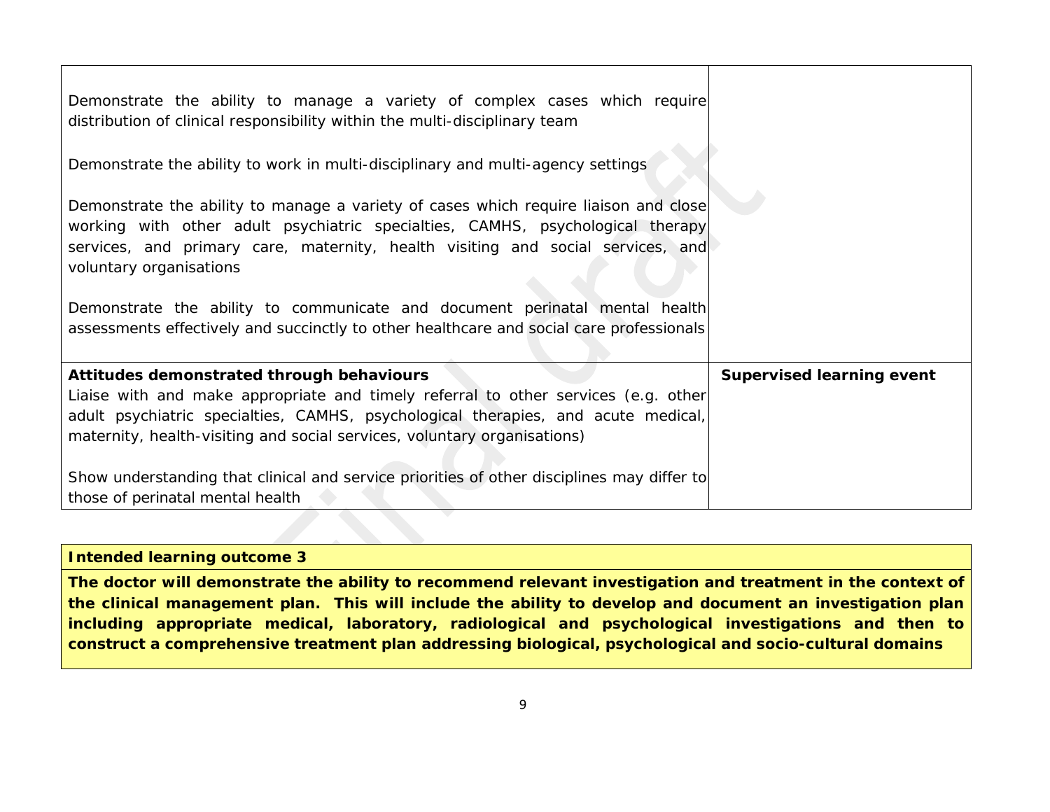| | |
|---|---|
| Demonstrate the ability to manage a variety of complex cases which require distribution of clinical responsibility within the multi-disciplinary team<br><br>Demonstrate the ability to work in multi-disciplinary and multi-agency settings<br><br>Demonstrate the ability to manage a variety of cases which require liaison and close working with other adult psychiatric specialties, CAMHS, psychological therapy services, and primary care, maternity, health visiting and social services, and voluntary organisations<br><br>Demonstrate the ability to communicate and document perinatal mental health assessments effectively and succinctly to other healthcare and social care professionals | |
| **Attitudes demonstrated through behaviours**<br>Liaise with and make appropriate and timely referral to other services (e.g. other adult psychiatric specialties, CAMHS, psychological therapies, and acute medical, maternity, health-visiting and social services, voluntary organisations)<br><br>Show understanding that clinical and service priorities of other disciplines may differ to those of perinatal mental health | **Supervised learning event** |

| **Intended learning outcome 3** |
|---|
| **The doctor will demonstrate the ability to recommend relevant investigation and treatment in the context of the clinical management plan. This will include the ability to develop and document an investigation plan including appropriate medical, laboratory, radiological and psychological investigations and then to construct a comprehensive treatment plan addressing biological, psychological and socio-cultural domains** |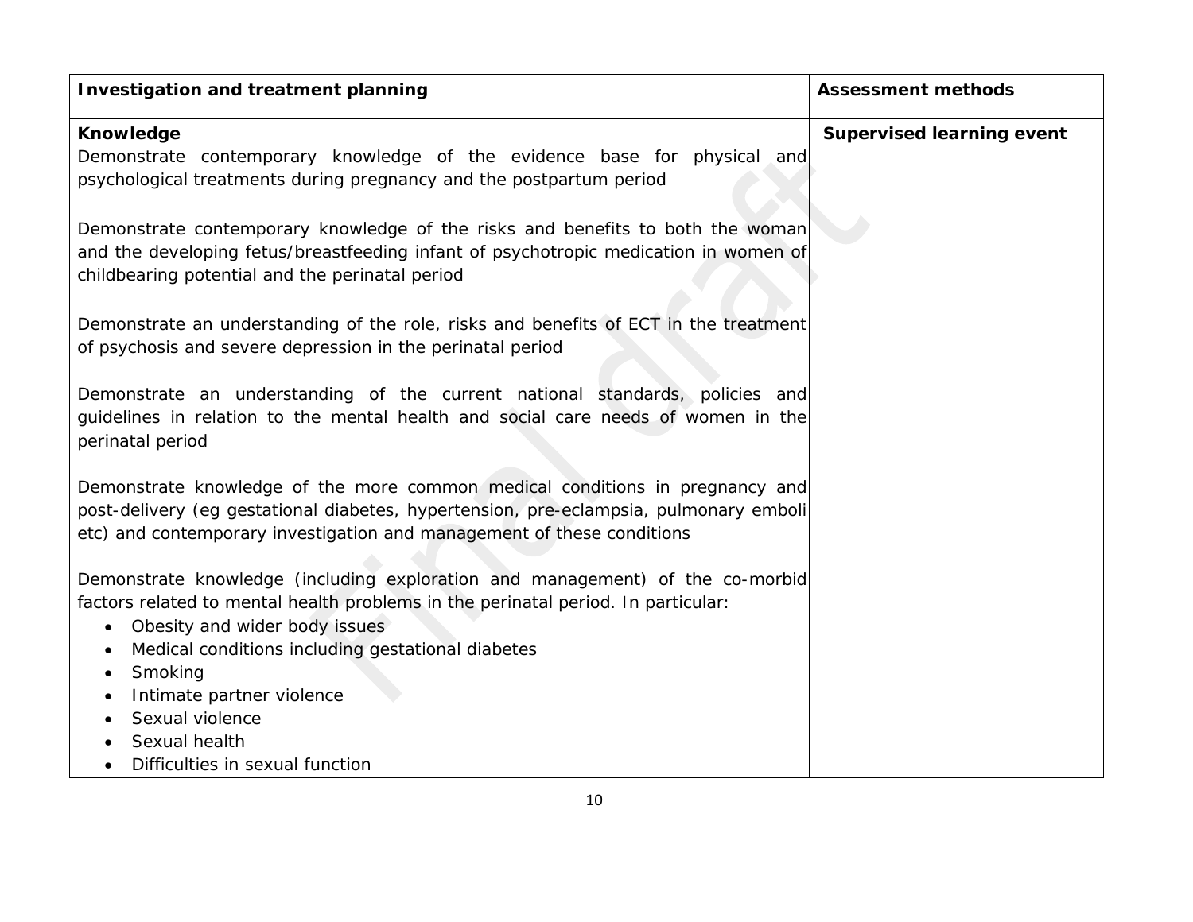| Investigation and treatment planning | Assessment methods |
|---|---|
| **Knowledge**<br>Demonstrate contemporary knowledge of the evidence base for physical and psychological treatments during pregnancy and the postpartum period<br><br>Demonstrate contemporary knowledge of the risks and benefits to both the woman and the developing fetus/breastfeeding infant of psychotropic medication in women of childbearing potential and the perinatal period<br><br>Demonstrate an understanding of the role, risks and benefits of ECT in the treatment of psychosis and severe depression in the perinatal period<br><br>Demonstrate an understanding of the current national standards, policies and guidelines in relation to the mental health and social care needs of women in the perinatal period<br><br>Demonstrate knowledge of the more common medical conditions in pregnancy and post-delivery (eg gestational diabetes, hypertension, pre-eclampsia, pulmonary emboli etc) and contemporary investigation and management of these conditions<br><br>Demonstrate knowledge (including exploration and management) of the co-morbid factors related to mental health problems in the perinatal period. In particular:<br>• Obesity and wider body issues<br>• Medical conditions including gestational diabetes<br>• Smoking<br>• Intimate partner violence<br>• Sexual violence<br>• Sexual health<br>• Difficulties in sexual function | **Supervised learning event** |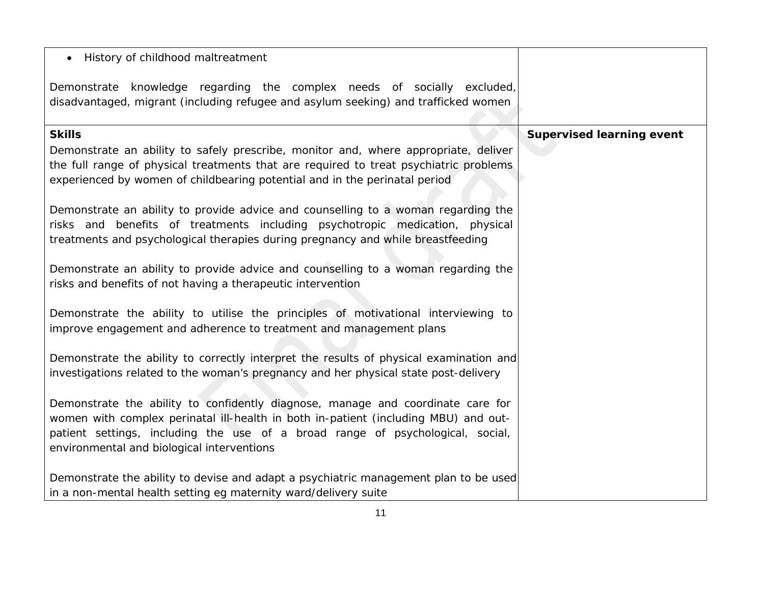| | |
|---|---|
| • History of childhood maltreatment<br><br>Demonstrate knowledge regarding the complex needs of socially excluded, disadvantaged, migrant (including refugee and asylum seeking) and trafficked women | |
| **Skills**<br>Demonstrate an ability to safely prescribe, monitor and, where appropriate, deliver the full range of physical treatments that are required to treat psychiatric problems experienced by women of childbearing potential and in the perinatal period<br><br>Demonstrate an ability to provide advice and counselling to a woman regarding the risks and benefits of treatments including psychotropic medication, physical treatments and psychological therapies during pregnancy and while breastfeeding<br><br>Demonstrate an ability to provide advice and counselling to a woman regarding the risks and benefits of not having a therapeutic intervention<br><br>Demonstrate the ability to utilise the principles of motivational interviewing to improve engagement and adherence to treatment and management plans<br><br>Demonstrate the ability to correctly interpret the results of physical examination and investigations related to the woman's pregnancy and her physical state post-delivery<br><br>Demonstrate the ability to confidently diagnose, manage and coordinate care for women with complex perinatal ill-health in both in-patient (including MBU) and out-patient settings, including the use of a broad range of psychological, social, environmental and biological interventions<br><br>Demonstrate the ability to devise and adapt a psychiatric management plan to be used in a non-mental health setting eg maternity ward/delivery suite | **Supervised learning event** |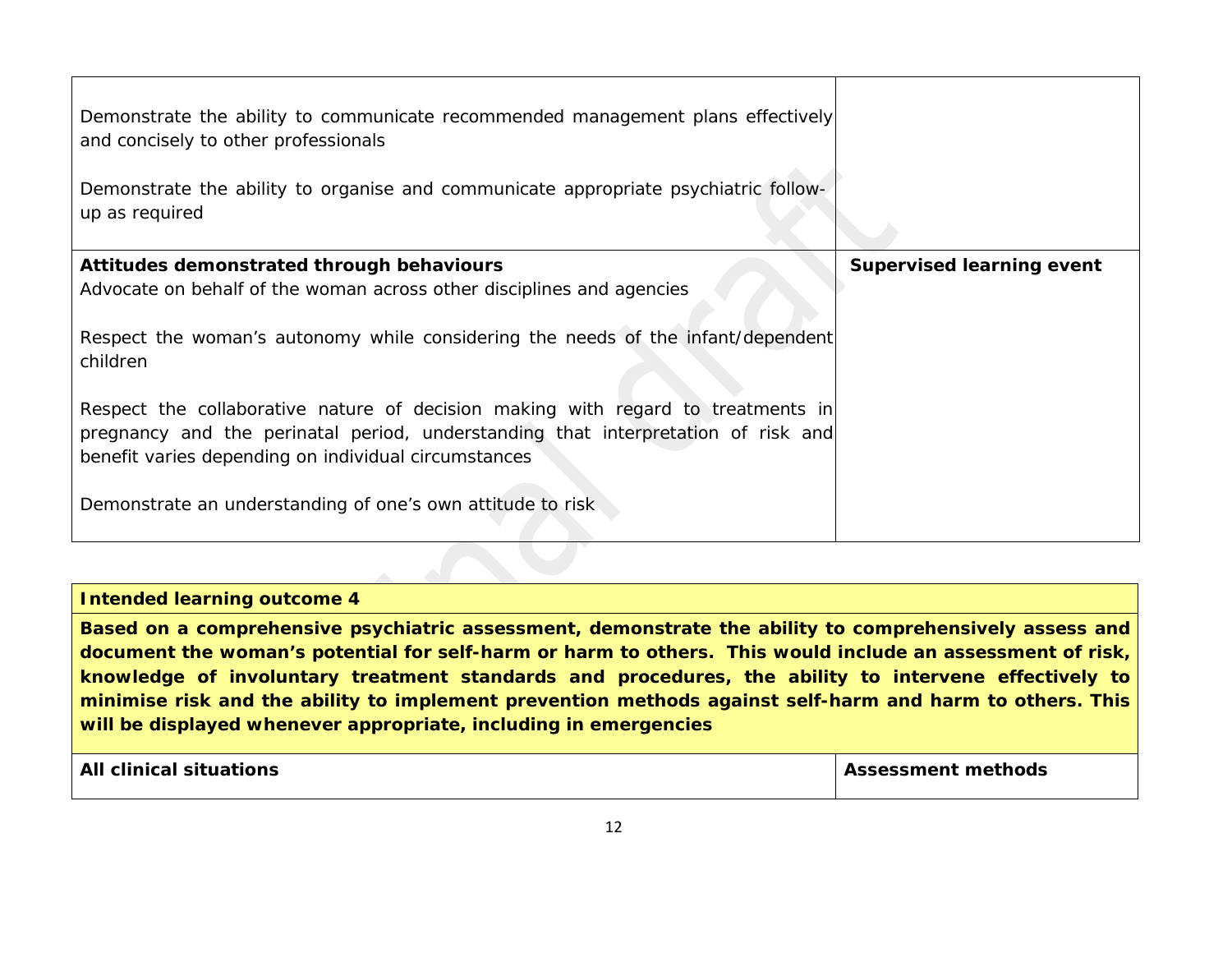| | |
|---|---|
| Demonstrate the ability to communicate recommended management plans effectively and concisely to other professionals<br><br>Demonstrate the ability to organise and communicate appropriate psychiatric follow-up as required | |
| **Attitudes demonstrated through behaviours**<br>Advocate on behalf of the woman across other disciplines and agencies<br><br>Respect the woman's autonomy while considering the needs of the infant/dependent children<br><br>Respect the collaborative nature of decision making with regard to treatments in pregnancy and the perinatal period, understanding that interpretation of risk and benefit varies depending on individual circumstances<br><br>Demonstrate an understanding of one's own attitude to risk | **Supervised learning event** |

| **Intended learning outcome 4** | |
|---|---|
| **Based on a comprehensive psychiatric assessment, demonstrate the ability to comprehensively assess and document the woman's potential for self-harm or harm to others. This would include an assessment of risk, knowledge of involuntary treatment standards and procedures, the ability to intervene effectively to minimise risk and the ability to implement prevention methods against self-harm and harm to others. This will be displayed whenever appropriate, including in emergencies** | |
| **All clinical situations** | **Assessment methods** |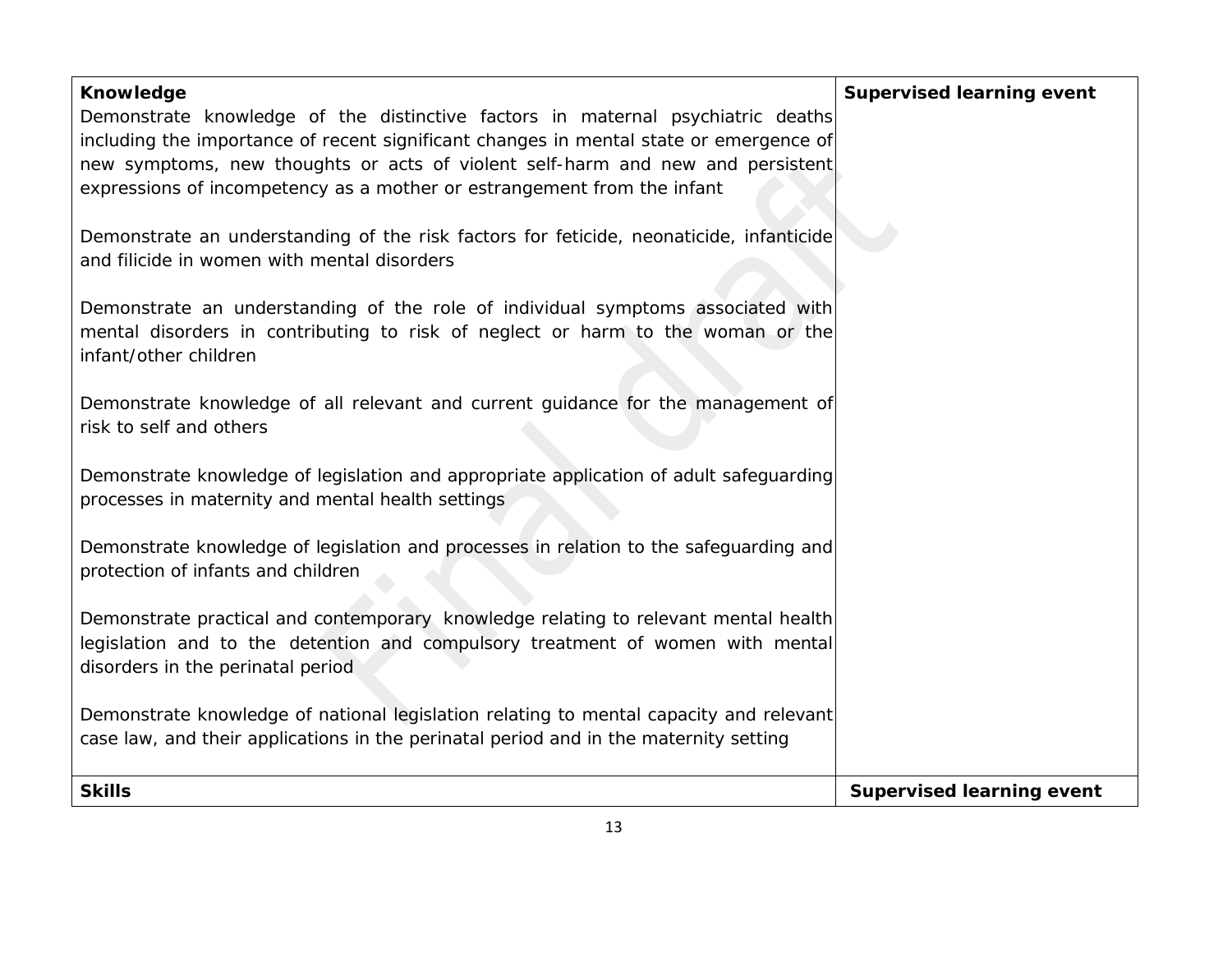| **Knowledge** | **Supervised learning event** |
|---|---|
| Demonstrate knowledge of the distinctive factors in maternal psychiatric deaths including the importance of recent significant changes in mental state or emergence of new symptoms, new thoughts or acts of violent self-harm and new and persistent expressions of incompetency as a mother or estrangement from the infant<br><br>Demonstrate an understanding of the risk factors for feticide, neonaticide, infanticide and filicide in women with mental disorders<br><br>Demonstrate an understanding of the role of individual symptoms associated with mental disorders in contributing to risk of neglect or harm to the woman or the infant/other children<br><br>Demonstrate knowledge of all relevant and current guidance for the management of risk to self and others<br><br>Demonstrate knowledge of legislation and appropriate application of adult safeguarding processes in maternity and mental health settings<br><br>Demonstrate knowledge of legislation and processes in relation to the safeguarding and protection of infants and children<br><br>Demonstrate practical and contemporary knowledge relating to relevant mental health legislation and to the detention and compulsory treatment of women with mental disorders in the perinatal period<br><br>Demonstrate knowledge of national legislation relating to mental capacity and relevant case law, and their applications in the perinatal period and in the maternity setting | |
| **Skills** | **Supervised learning event** |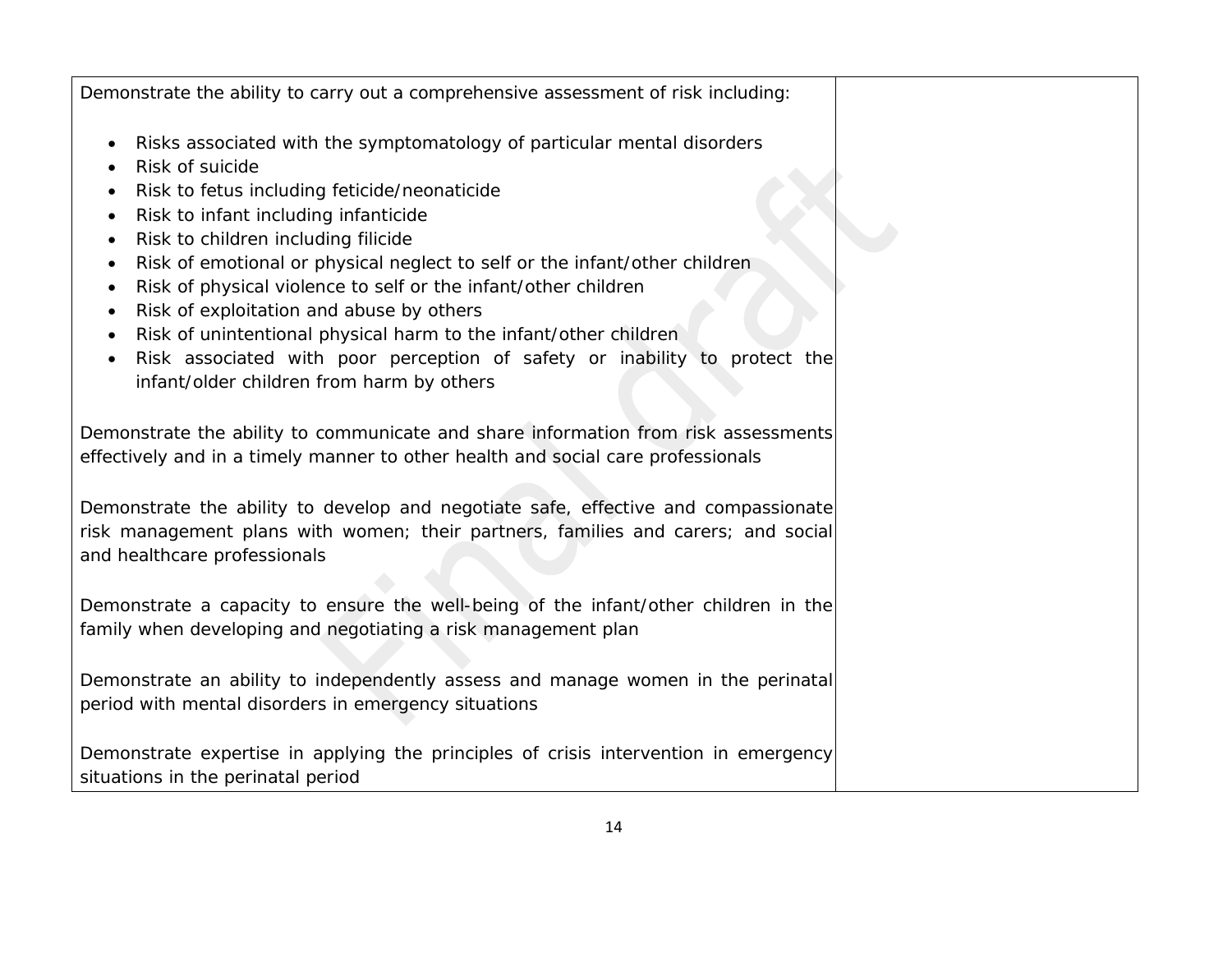| | |
|---|---|
| Demonstrate the ability to carry out a comprehensive assessment of risk including:<br><br>• Risks associated with the symptomatology of particular mental disorders<br>• Risk of suicide<br>• Risk to fetus including feticide/neonaticide<br>• Risk to infant including infanticide<br>• Risk to children including filicide<br>• Risk of emotional or physical neglect to self or the infant/other children<br>• Risk of physical violence to self or the infant/other children<br>• Risk of exploitation and abuse by others<br>• Risk of unintentional physical harm to the infant/other children<br>• Risk associated with poor perception of safety or inability to protect the infant/older children from harm by others<br><br>Demonstrate the ability to communicate and share information from risk assessments effectively and in a timely manner to other health and social care professionals<br><br>Demonstrate the ability to develop and negotiate safe, effective and compassionate risk management plans with women; their partners, families and carers; and social and healthcare professionals<br><br>Demonstrate a capacity to ensure the well-being of the infant/other children in the family when developing and negotiating a risk management plan<br><br>Demonstrate an ability to independently assess and manage women in the perinatal period with mental disorders in emergency situations<br><br>Demonstrate expertise in applying the principles of crisis intervention in emergency situations in the perinatal period | |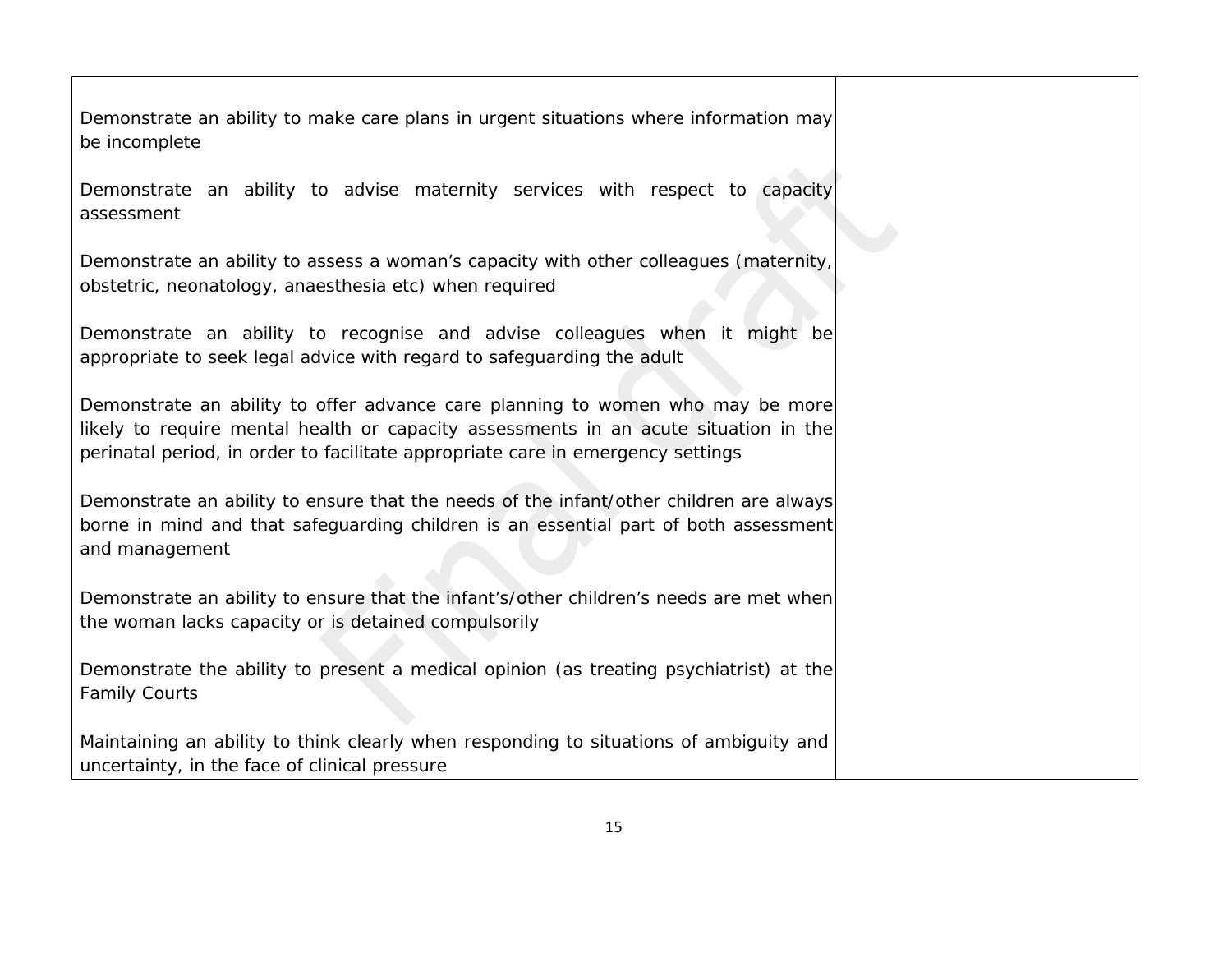| | |
|---|---|
| Demonstrate an ability to make care plans in urgent situations where information may be incomplete<br><br>Demonstrate an ability to advise maternity services with respect to capacity assessment<br><br>Demonstrate an ability to assess a woman's capacity with other colleagues (maternity, obstetric, neonatology, anaesthesia etc) when required<br><br>Demonstrate an ability to recognise and advise colleagues when it might be appropriate to seek legal advice with regard to safeguarding the adult<br><br>Demonstrate an ability to offer advance care planning to women who may be more likely to require mental health or capacity assessments in an acute situation in the perinatal period, in order to facilitate appropriate care in emergency settings<br><br>Demonstrate an ability to ensure that the needs of the infant/other children are always borne in mind and that safeguarding children is an essential part of both assessment and management<br><br>Demonstrate an ability to ensure that the infant's/other children's needs are met when the woman lacks capacity or is detained compulsorily<br><br>Demonstrate the ability to present a medical opinion (as treating psychiatrist) at the Family Courts<br><br>Maintaining an ability to think clearly when responding to situations of ambiguity and uncertainty, in the face of clinical pressure | |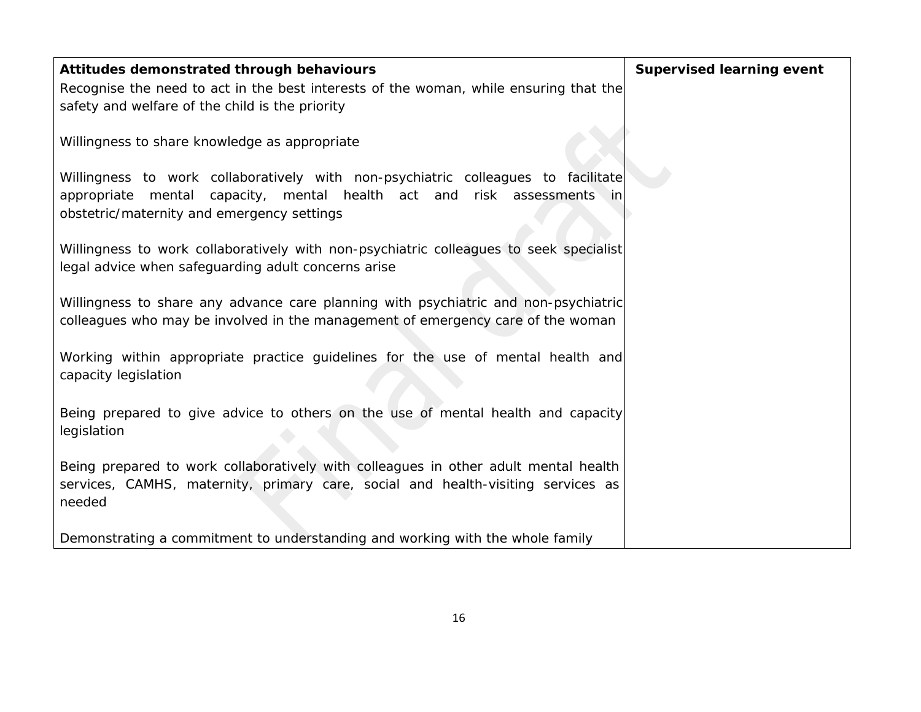| **Attitudes demonstrated through behaviours** | **Supervised learning event** |
|---|---|
| Recognise the need to act in the best interests of the woman, while ensuring that the safety and welfare of the child is the priority<br><br>Willingness to share knowledge as appropriate<br><br>Willingness to work collaboratively with non-psychiatric colleagues to facilitate appropriate mental capacity, mental health act and risk assessments in obstetric/maternity and emergency settings<br><br>Willingness to work collaboratively with non-psychiatric colleagues to seek specialist legal advice when safeguarding adult concerns arise<br><br>Willingness to share any advance care planning with psychiatric and non-psychiatric colleagues who may be involved in the management of emergency care of the woman<br><br>Working within appropriate practice guidelines for the use of mental health and capacity legislation<br><br>Being prepared to give advice to others on the use of mental health and capacity legislation<br><br>Being prepared to work collaboratively with colleagues in other adult mental health services, CAMHS, maternity, primary care, social and health-visiting services as needed<br><br>Demonstrating a commitment to understanding and working with the whole family | |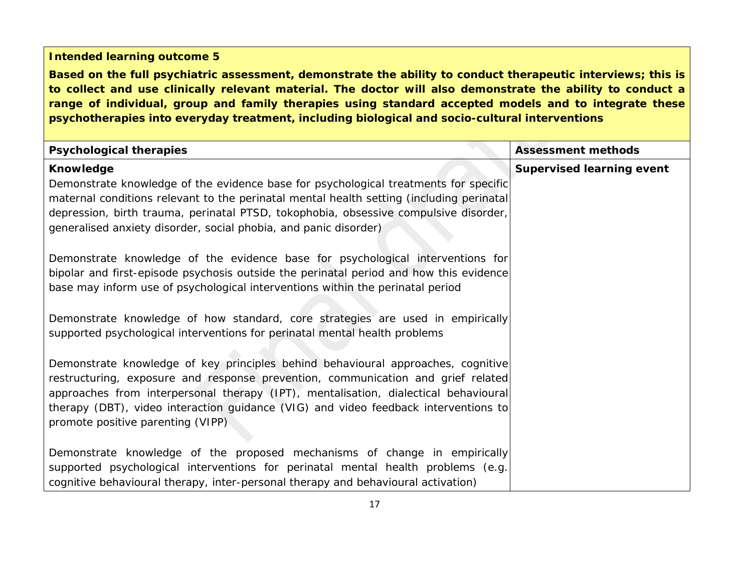**Intended learning outcome 5**

**Based on the full psychiatric assessment, demonstrate the ability to conduct therapeutic interviews; this is to collect and use clinically relevant material. The doctor will also demonstrate the ability to conduct a range of individual, group and family therapies using standard accepted models and to integrate these psychotherapies into everyday treatment, including biological and socio-cultural interventions**

| **Psychological therapies** | **Assessment methods** |
|---|---|
| **Knowledge**<br>Demonstrate knowledge of the evidence base for psychological treatments for specific maternal conditions relevant to the perinatal mental health setting (including perinatal depression, birth trauma, perinatal PTSD, tokophobia, obsessive compulsive disorder, generalised anxiety disorder, social phobia, and panic disorder)<br><br>Demonstrate knowledge of the evidence base for psychological interventions for bipolar and first-episode psychosis outside the perinatal period and how this evidence base may inform use of psychological interventions within the perinatal period<br><br>Demonstrate knowledge of how standard, core strategies are used in empirically supported psychological interventions for perinatal mental health problems<br><br>Demonstrate knowledge of key principles behind behavioural approaches, cognitive restructuring, exposure and response prevention, communication and grief related approaches from interpersonal therapy (IPT), mentalisation, dialectical behavioural therapy (DBT), video interaction guidance (VIG) and video feedback interventions to promote positive parenting (VIPP)<br><br>Demonstrate knowledge of the proposed mechanisms of change in empirically supported psychological interventions for perinatal mental health problems (e.g. cognitive behavioural therapy, inter-personal therapy and behavioural activation) | **Supervised learning event** |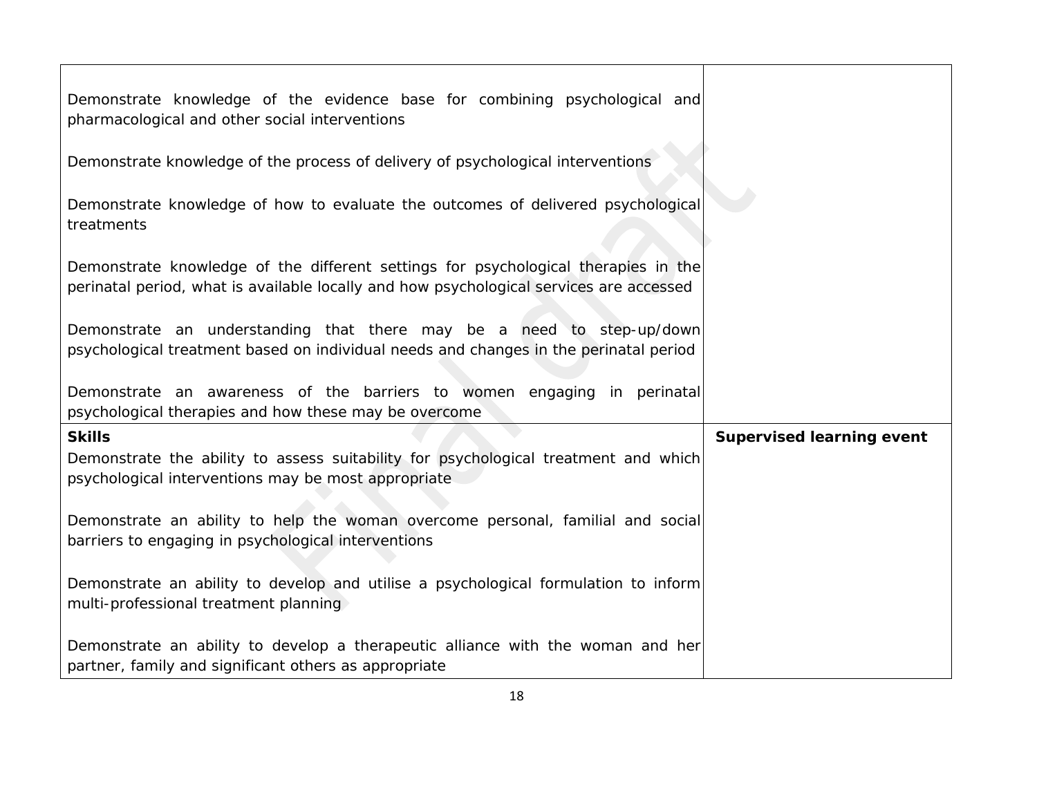| | |
|---|---|
| Demonstrate knowledge of the evidence base for combining psychological and pharmacological and other social interventions<br><br>Demonstrate knowledge of the process of delivery of psychological interventions<br><br>Demonstrate knowledge of how to evaluate the outcomes of delivered psychological treatments<br><br>Demonstrate knowledge of the different settings for psychological therapies in the perinatal period, what is available locally and how psychological services are accessed<br><br>Demonstrate an understanding that there may be a need to step-up/down psychological treatment based on individual needs and changes in the perinatal period<br><br>Demonstrate an awareness of the barriers to women engaging in perinatal psychological therapies and how these may be overcome | |
| **Skills**<br>Demonstrate the ability to assess suitability for psychological treatment and which psychological interventions may be most appropriate<br><br>Demonstrate an ability to help the woman overcome personal, familial and social barriers to engaging in psychological interventions<br><br>Demonstrate an ability to develop and utilise a psychological formulation to inform multi-professional treatment planning<br><br>Demonstrate an ability to develop a therapeutic alliance with the woman and her partner, family and significant others as appropriate | **Supervised learning event** |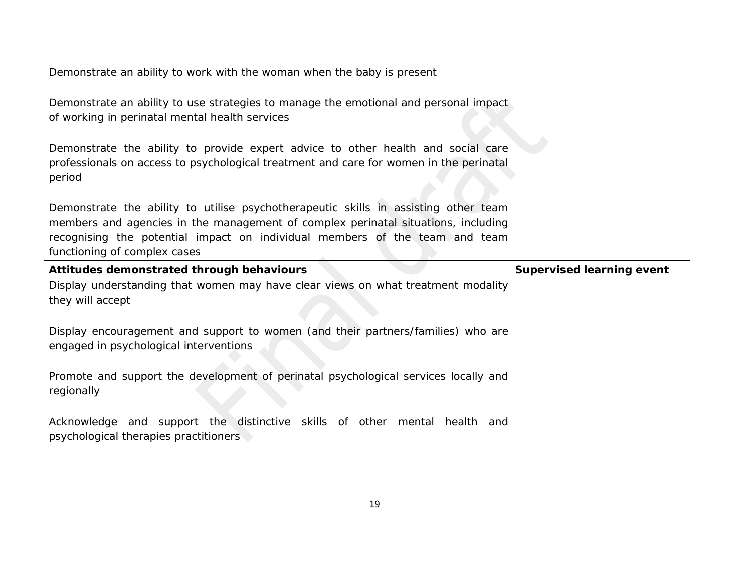| | |
|---|---|
| Demonstrate an ability to work with the woman when the baby is present<br><br>Demonstrate an ability to use strategies to manage the emotional and personal impact of working in perinatal mental health services<br><br>Demonstrate the ability to provide expert advice to other health and social care professionals on access to psychological treatment and care for women in the perinatal period<br><br>Demonstrate the ability to utilise psychotherapeutic skills in assisting other team members and agencies in the management of complex perinatal situations, including recognising the potential impact on individual members of the team and team functioning of complex cases | |
| **Attitudes demonstrated through behaviours**<br>Display understanding that women may have clear views on what treatment modality they will accept<br><br>Display encouragement and support to women (and their partners/families) who are engaged in psychological interventions<br><br>Promote and support the development of perinatal psychological services locally and regionally<br><br>Acknowledge and support the distinctive skills of other mental health and psychological therapies practitioners | **Supervised learning event** |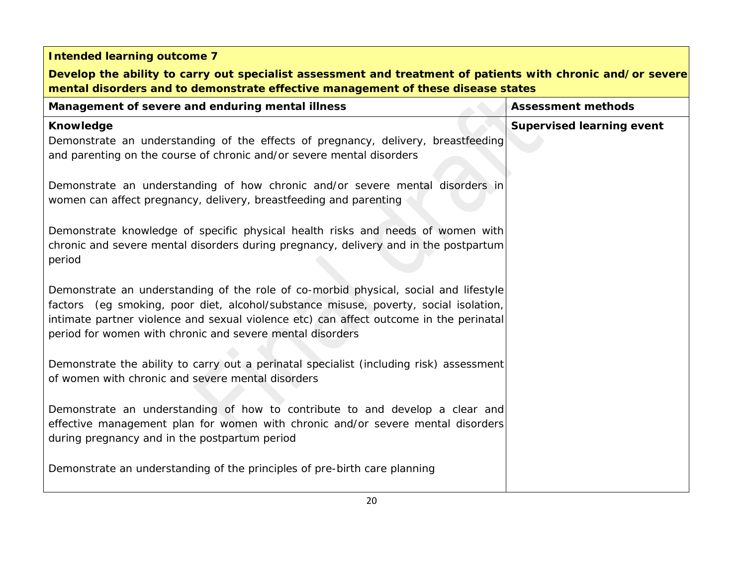**Intended learning outcome 7**

**Develop the ability to carry out specialist assessment and treatment of patients with chronic and/or severe mental disorders and to demonstrate effective management of these disease states**

| Management of severe and enduring mental illness | Assessment methods |
|---|---|
| **Knowledge**<br>Demonstrate an understanding of the effects of pregnancy, delivery, breastfeeding and parenting on the course of chronic and/or severe mental disorders<br><br>Demonstrate an understanding of how chronic and/or severe mental disorders in women can affect pregnancy, delivery, breastfeeding and parenting<br><br>Demonstrate knowledge of specific physical health risks and needs of women with chronic and severe mental disorders during pregnancy, delivery and in the postpartum period<br><br>Demonstrate an understanding of the role of co-morbid physical, social and lifestyle factors (eg smoking, poor diet, alcohol/substance misuse, poverty, social isolation, intimate partner violence and sexual violence etc) can affect outcome in the perinatal period for women with chronic and severe mental disorders<br><br>Demonstrate the ability to carry out a perinatal specialist (including risk) assessment of women with chronic and severe mental disorders<br><br>Demonstrate an understanding of how to contribute to and develop a clear and effective management plan for women with chronic and/or severe mental disorders during pregnancy and in the postpartum period<br><br>Demonstrate an understanding of the principles of pre-birth care planning | **Supervised learning event** |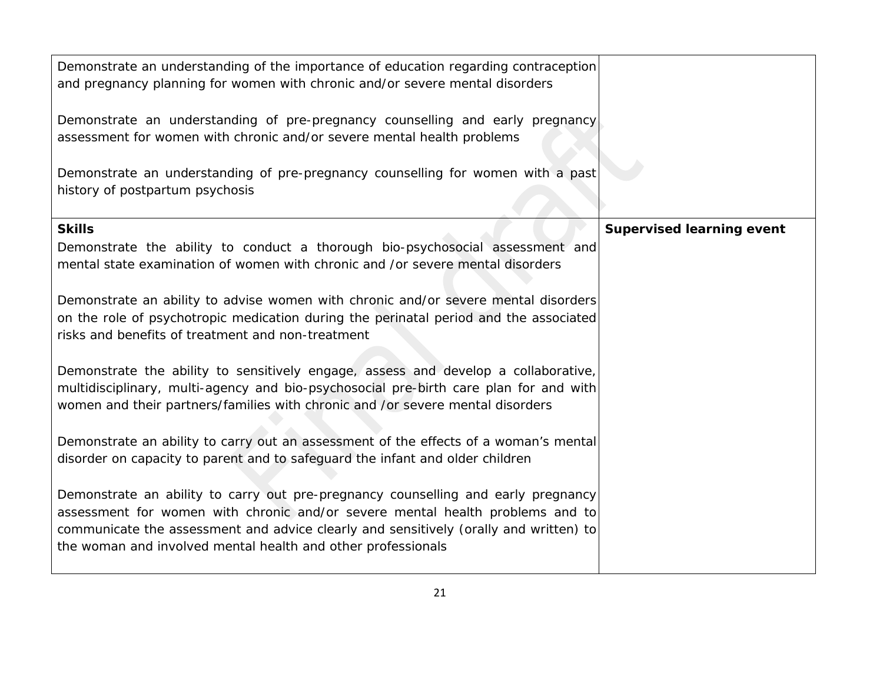| | |
|---|---|
| Demonstrate an understanding of the importance of education regarding contraception and pregnancy planning for women with chronic and/or severe mental disorders<br><br>Demonstrate an understanding of pre-pregnancy counselling and early pregnancy assessment for women with chronic and/or severe mental health problems<br><br>Demonstrate an understanding of pre-pregnancy counselling for women with a past history of postpartum psychosis | |
| **Skills**<br>Demonstrate the ability to conduct a thorough bio-psychosocial assessment and mental state examination of women with chronic and /or severe mental disorders<br><br>Demonstrate an ability to advise women with chronic and/or severe mental disorders on the role of psychotropic medication during the perinatal period and the associated risks and benefits of treatment and non-treatment<br><br>Demonstrate the ability to sensitively engage, assess and develop a collaborative, multidisciplinary, multi-agency and bio-psychosocial pre-birth care plan for and with women and their partners/families with chronic and /or severe mental disorders<br><br>Demonstrate an ability to carry out an assessment of the effects of a woman's mental disorder on capacity to parent and to safeguard the infant and older children<br><br>Demonstrate an ability to carry out pre-pregnancy counselling and early pregnancy assessment for women with chronic and/or severe mental health problems and to communicate the assessment and advice clearly and sensitively (orally and written) to the woman and involved mental health and other professionals | **Supervised learning event** |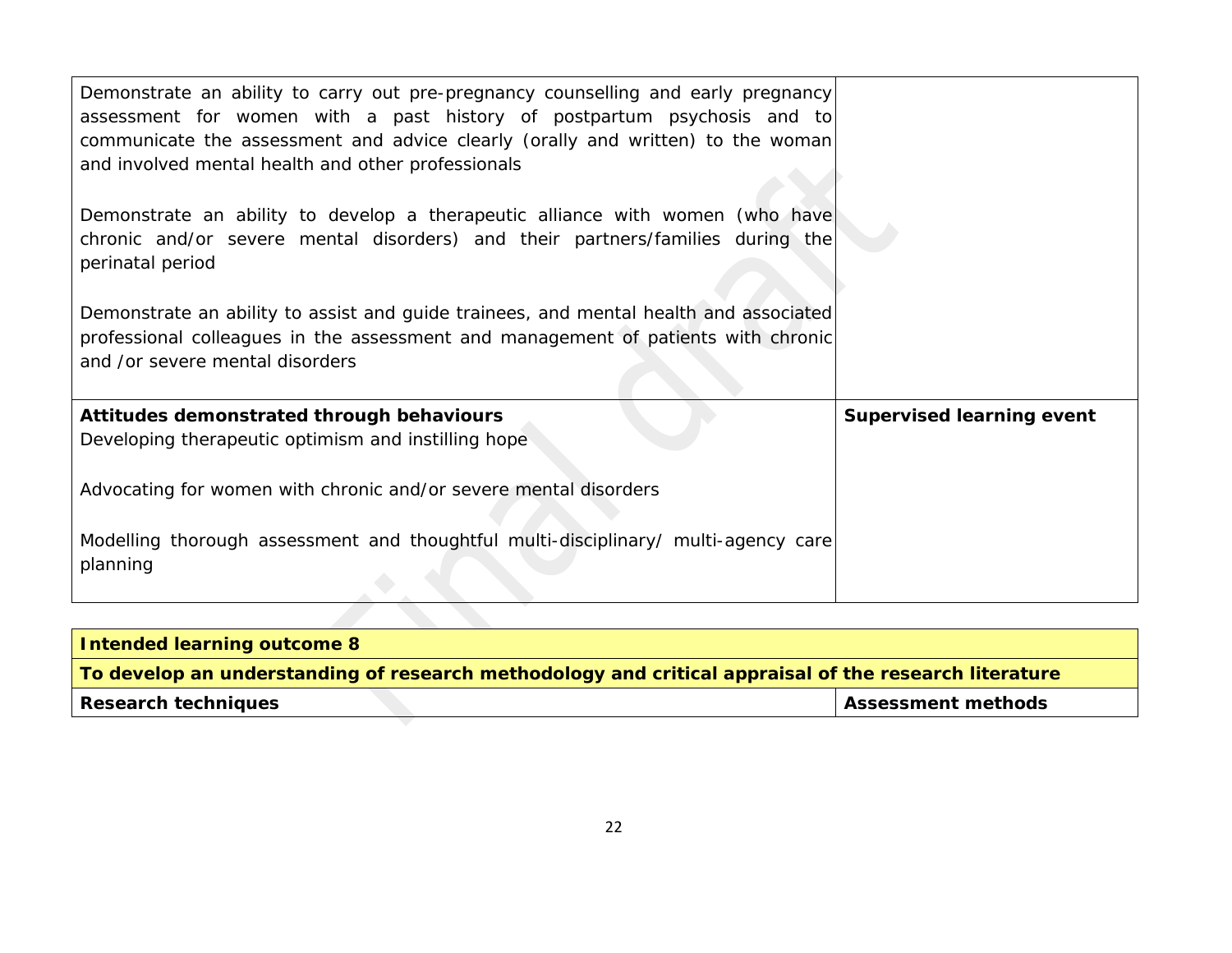| | |
|---|---|
| Demonstrate an ability to carry out pre-pregnancy counselling and early pregnancy assessment for women with a past history of postpartum psychosis and to communicate the assessment and advice clearly (orally and written) to the woman and involved mental health and other professionals<br><br>Demonstrate an ability to develop a therapeutic alliance with women (who have chronic and/or severe mental disorders) and their partners/families during the perinatal period<br><br>Demonstrate an ability to assist and guide trainees, and mental health and associated professional colleagues in the assessment and management of patients with chronic and /or severe mental disorders | |
| **Attitudes demonstrated through behaviours**<br>Developing therapeutic optimism and instilling hope<br><br>Advocating for women with chronic and/or severe mental disorders<br><br>Modelling thorough assessment and thoughtful multi-disciplinary/ multi-agency care planning | **Supervised learning event** |

| **Intended learning outcome 8** | |
|---|---|
| **To develop an understanding of research methodology and critical appraisal of the research literature** | |
| **Research techniques** | **Assessment methods** |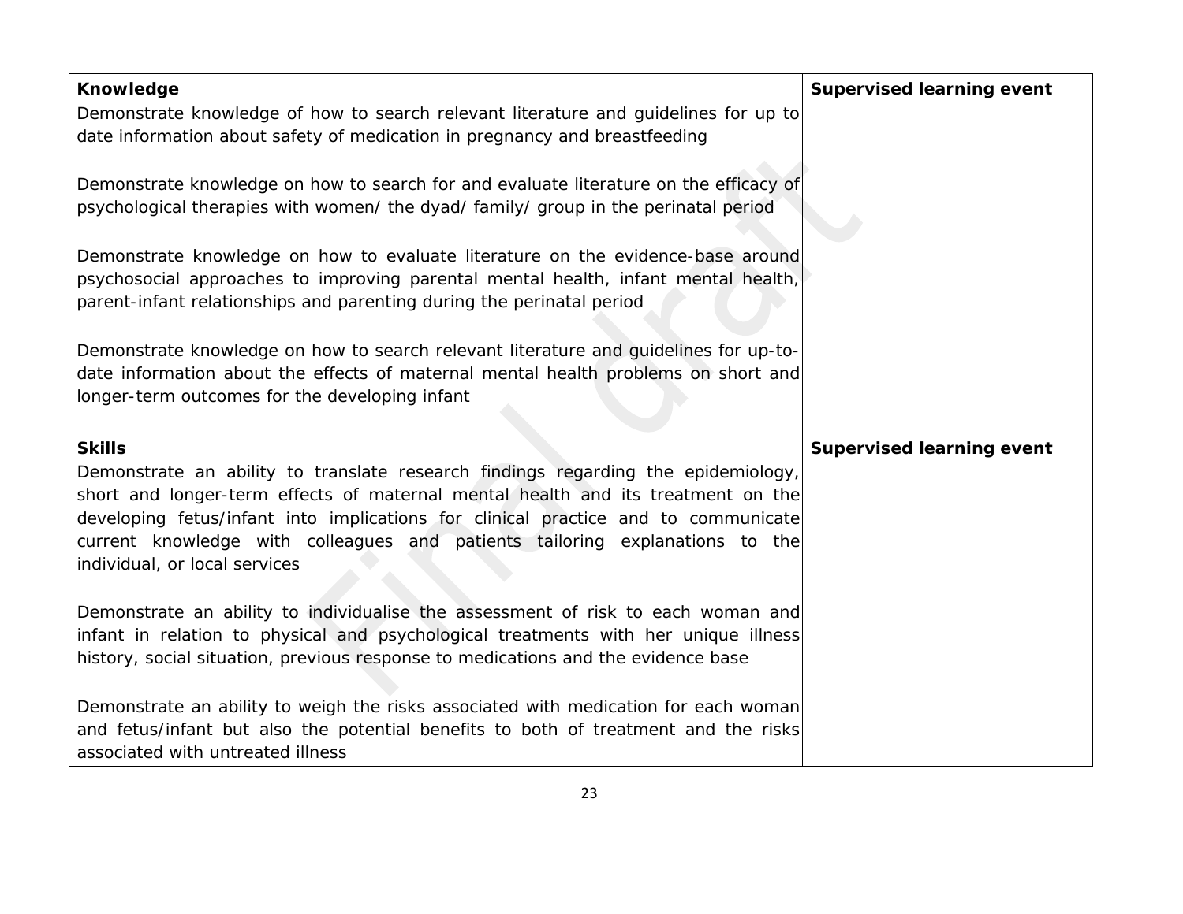| **Knowledge**<br>Demonstrate knowledge of how to search relevant literature and guidelines for up to date information about safety of medication in pregnancy and breastfeeding<br><br>Demonstrate knowledge on how to search for and evaluate literature on the efficacy of psychological therapies with women/ the dyad/ family/ group in the perinatal period<br><br>Demonstrate knowledge on how to evaluate literature on the evidence-base around psychosocial approaches to improving parental mental health, infant mental health, parent-infant relationships and parenting during the perinatal period<br><br>Demonstrate knowledge on how to search relevant literature and guidelines for up-to-date information about the effects of maternal mental health problems on short and longer-term outcomes for the developing infant | **Supervised learning event** |
|---|---|
| **Skills**<br>Demonstrate an ability to translate research findings regarding the epidemiology, short and longer-term effects of maternal mental health and its treatment on the developing fetus/infant into implications for clinical practice and to communicate current knowledge with colleagues and patients tailoring explanations to the individual, or local services<br><br>Demonstrate an ability to individualise the assessment of risk to each woman and infant in relation to physical and psychological treatments with her unique illness history, social situation, previous response to medications and the evidence base<br><br>Demonstrate an ability to weigh the risks associated with medication for each woman and fetus/infant but also the potential benefits to both of treatment and the risks associated with untreated illness | **Supervised learning event** |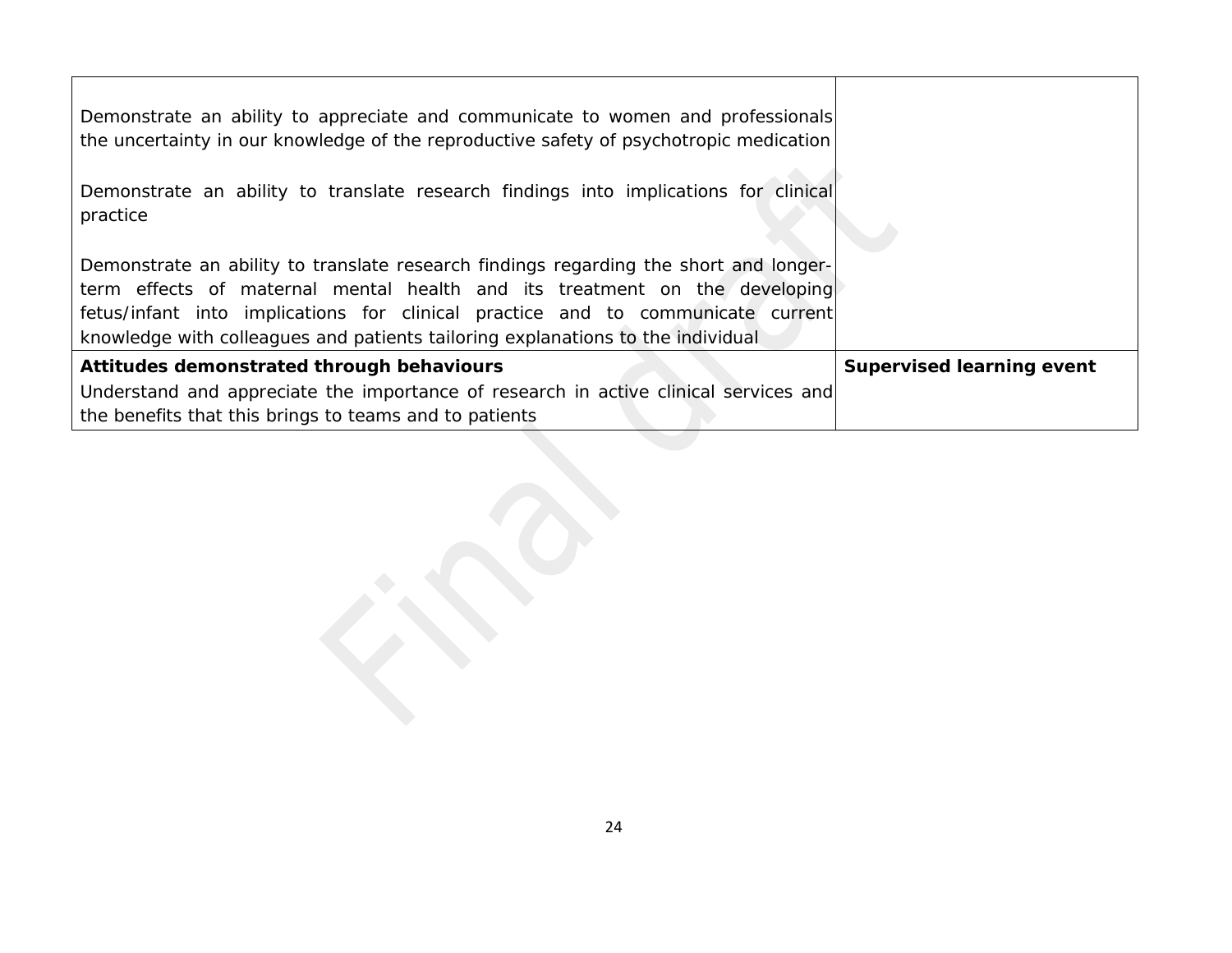| | |
|---|---|
| Demonstrate an ability to appreciate and communicate to women and professionals the uncertainty in our knowledge of the reproductive safety of psychotropic medication<br><br>Demonstrate an ability to translate research findings into implications for clinical practice<br><br>Demonstrate an ability to translate research findings regarding the short and longer-term effects of maternal mental health and its treatment on the developing fetus/infant into implications for clinical practice and to communicate current knowledge with colleagues and patients tailoring explanations to the individual | |
| **Attitudes demonstrated through behaviours**<br>Understand and appreciate the importance of research in active clinical services and the benefits that this brings to teams and to patients | **Supervised learning event** |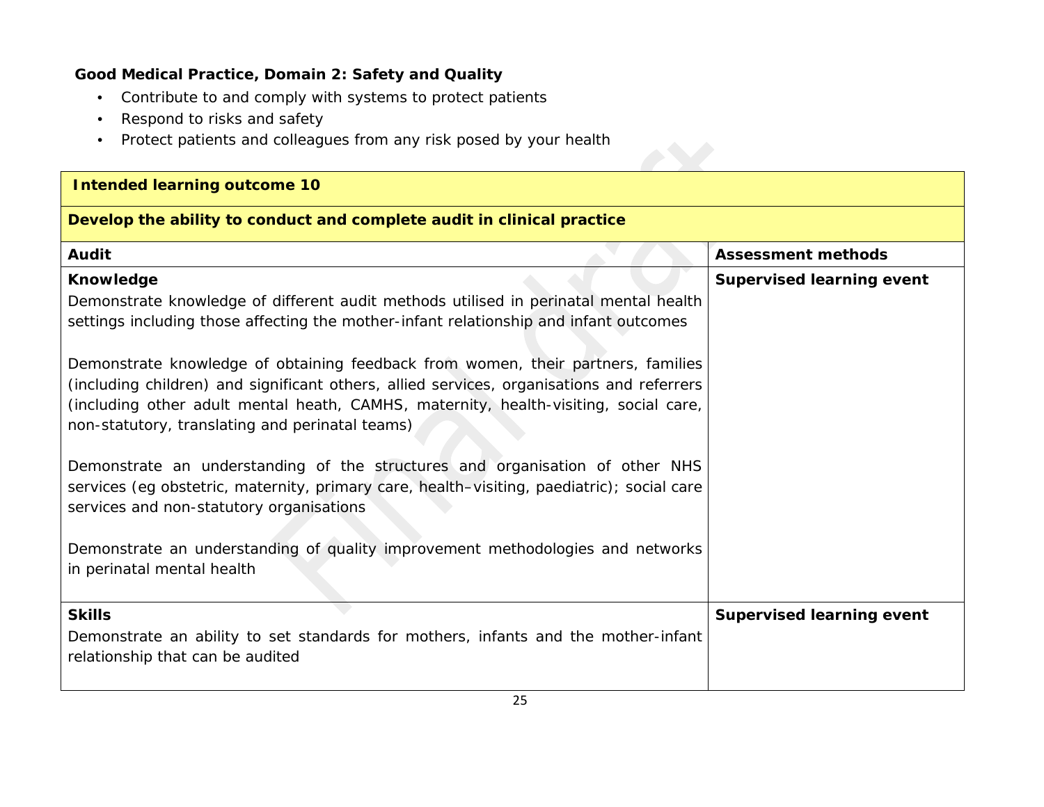**Good Medical Practice, Domain 2: Safety and Quality**

- Contribute to and comply with systems to protect patients
- Respond to risks and safety
- Protect patients and colleagues from any risk posed by your health

| **Intended learning outcome 10** | |
|---|---|
| **Develop the ability to conduct and complete audit in clinical practice** | |
| **Audit** | **Assessment methods** |
| **Knowledge**<br>Demonstrate knowledge of different audit methods utilised in perinatal mental health settings including those affecting the mother-infant relationship and infant outcomes<br><br>Demonstrate knowledge of obtaining feedback from women, their partners, families (including children) and significant others, allied services, organisations and referrers (including other adult mental heath, CAMHS, maternity, health-visiting, social care, non-statutory, translating and perinatal teams)<br><br>Demonstrate an understanding of the structures and organisation of other NHS services (eg obstetric, maternity, primary care, health–visiting, paediatric); social care services and non-statutory organisations<br><br>Demonstrate an understanding of quality improvement methodologies and networks in perinatal mental health | **Supervised learning event** |
| **Skills**<br>Demonstrate an ability to set standards for mothers, infants and the mother-infant relationship that can be audited | **Supervised learning event** |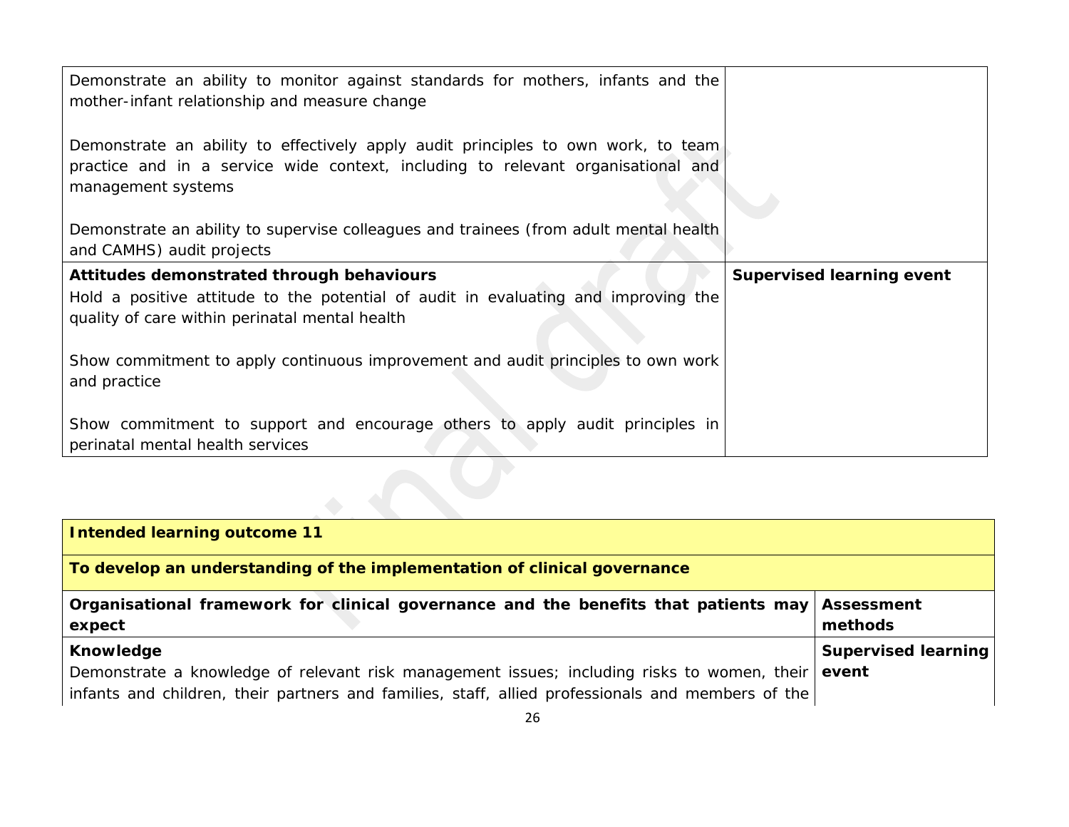| | |
|---|---|
| Demonstrate an ability to monitor against standards for mothers, infants and the mother-infant relationship and measure change<br><br>Demonstrate an ability to effectively apply audit principles to own work, to team practice and in a service wide context, including to relevant organisational and management systems<br><br>Demonstrate an ability to supervise colleagues and trainees (from adult mental health and CAMHS) audit projects | |
| **Attitudes demonstrated through behaviours**<br>Hold a positive attitude to the potential of audit in evaluating and improving the quality of care within perinatal mental health<br><br>Show commitment to apply continuous improvement and audit principles to own work and practice<br><br>Show commitment to support and encourage others to apply audit principles in perinatal mental health services | **Supervised learning event** |

| **Intended learning outcome 11** | |
|---|---|
| **To develop an understanding of the implementation of clinical governance** | |
| **Organisational framework for clinical governance and the benefits that patients may expect** | **Assessment methods** |
| **Knowledge**<br>Demonstrate a knowledge of relevant risk management issues; including risks to women, their infants and children, their partners and families, staff, allied professionals and members of the | **Supervised learning event** |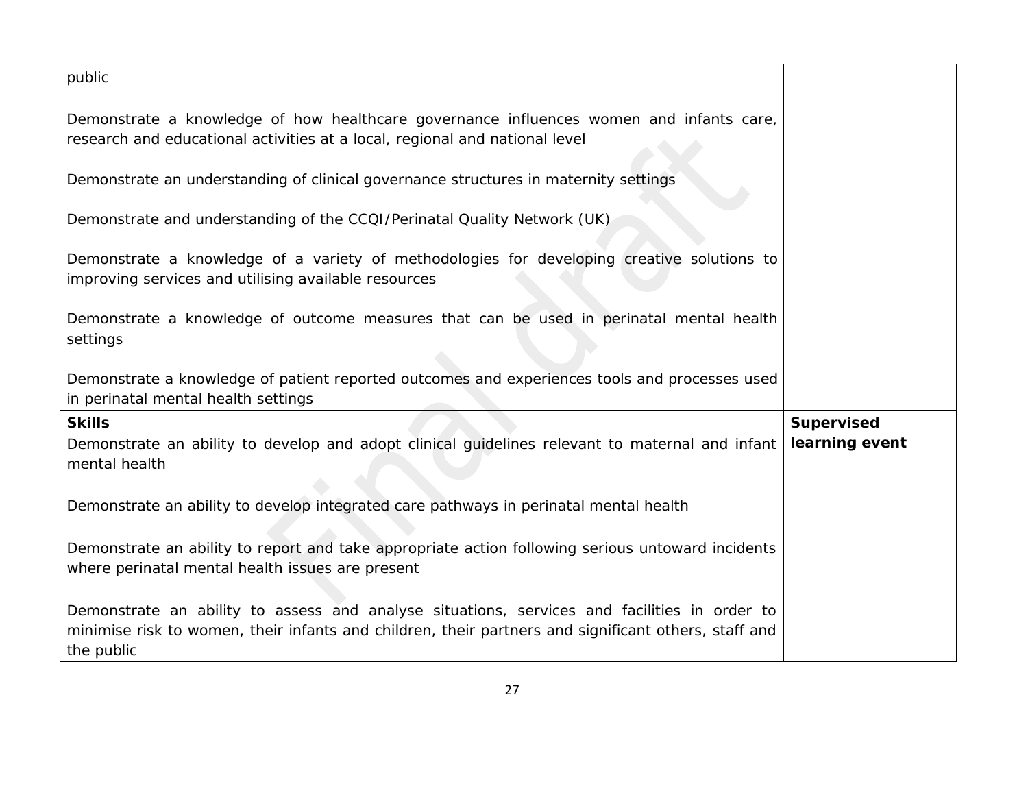| | |
|---|---|
| public<br><br>Demonstrate a knowledge of how healthcare governance influences women and infants care, research and educational activities at a local, regional and national level<br><br>Demonstrate an understanding of clinical governance structures in maternity settings<br><br>Demonstrate and understanding of the CCQI/Perinatal Quality Network (UK)<br><br>Demonstrate a knowledge of a variety of methodologies for developing creative solutions to improving services and utilising available resources<br><br>Demonstrate a knowledge of outcome measures that can be used in perinatal mental health settings<br><br>Demonstrate a knowledge of patient reported outcomes and experiences tools and processes used in perinatal mental health settings | |
| **Skills**<br>Demonstrate an ability to develop and adopt clinical guidelines relevant to maternal and infant mental health<br><br>Demonstrate an ability to develop integrated care pathways in perinatal mental health<br><br>Demonstrate an ability to report and take appropriate action following serious untoward incidents where perinatal mental health issues are present<br><br>Demonstrate an ability to assess and analyse situations, services and facilities in order to minimise risk to women, their infants and children, their partners and significant others, staff and the public | **Supervised learning event** |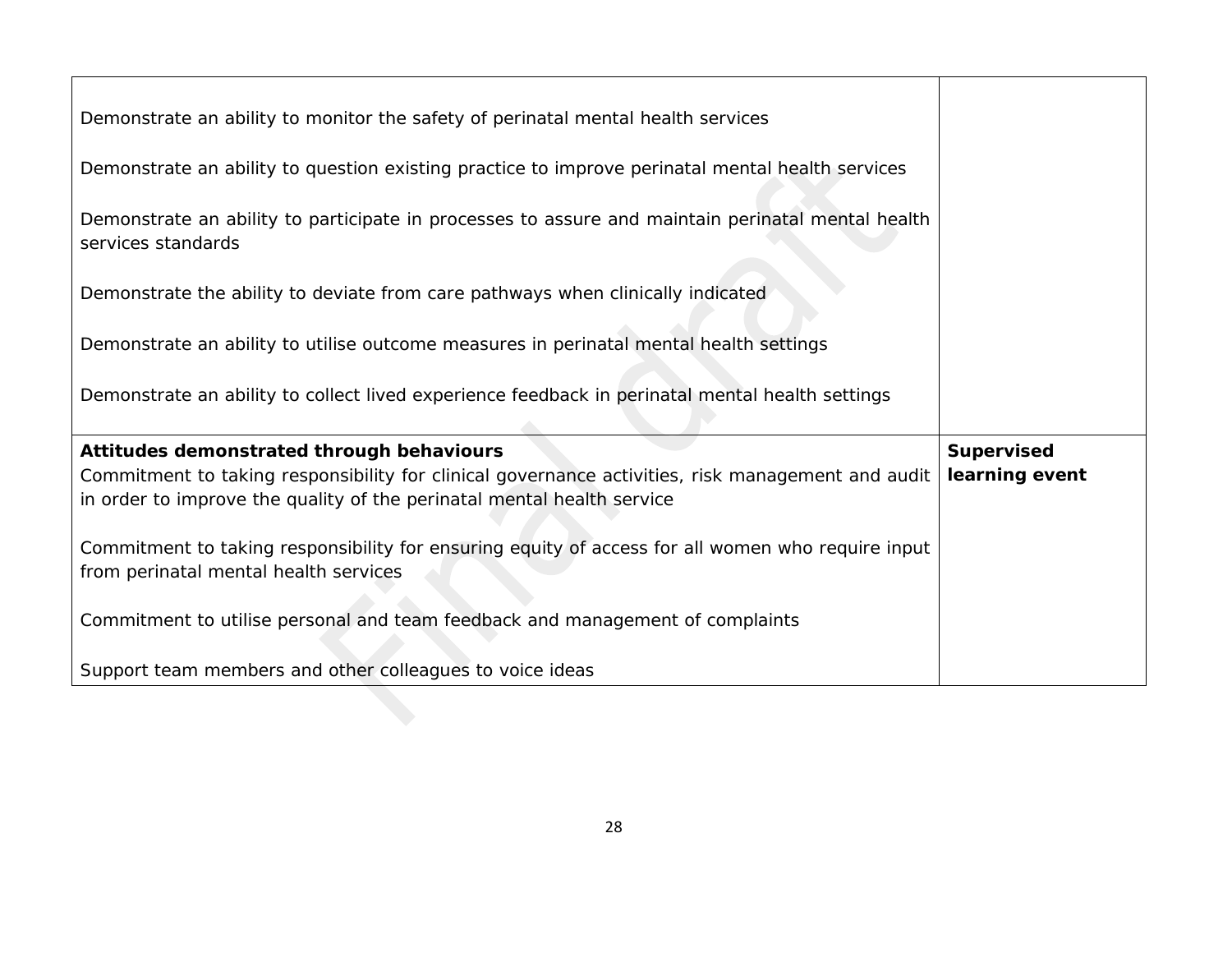| | |
|---|---|
| Demonstrate an ability to monitor the safety of perinatal mental health services<br><br>Demonstrate an ability to question existing practice to improve perinatal mental health services<br><br>Demonstrate an ability to participate in processes to assure and maintain perinatal mental health services standards<br><br>Demonstrate the ability to deviate from care pathways when clinically indicated<br><br>Demonstrate an ability to utilise outcome measures in perinatal mental health settings<br><br>Demonstrate an ability to collect lived experience feedback in perinatal mental health settings | |
| **Attitudes demonstrated through behaviours**<br>Commitment to taking responsibility for clinical governance activities, risk management and audit in order to improve the quality of the perinatal mental health service<br><br>Commitment to taking responsibility for ensuring equity of access for all women who require input from perinatal mental health services<br><br>Commitment to utilise personal and team feedback and management of complaints<br><br>Support team members and other colleagues to voice ideas | **Supervised learning event** |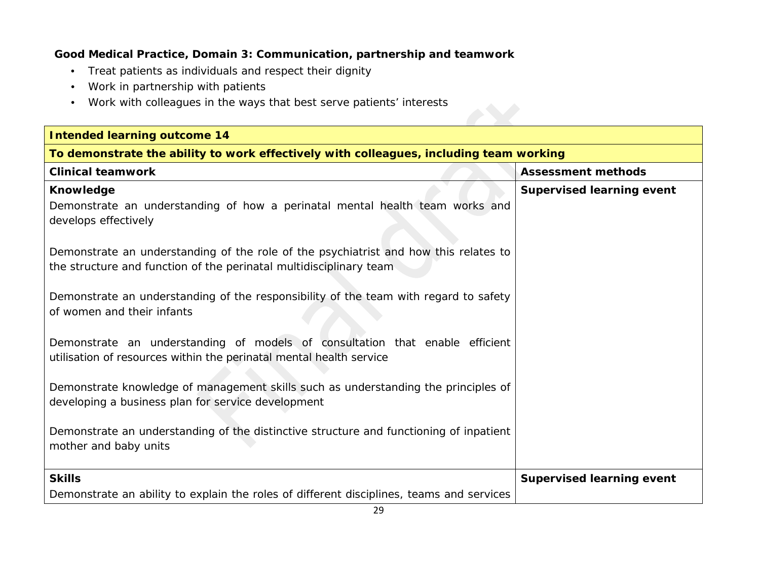**Good Medical Practice, Domain 3: Communication, partnership and teamwork**

- Treat patients as individuals and respect their dignity
- Work in partnership with patients
- Work with colleagues in the ways that best serve patients' interests

| **Intended learning outcome 14** | |
|---|---|
| **To demonstrate the ability to work effectively with colleagues, including team working** | |
| **Clinical teamwork** | **Assessment methods** |
| **Knowledge**<br>Demonstrate an understanding of how a perinatal mental health team works and develops effectively<br><br>Demonstrate an understanding of the role of the psychiatrist and how this relates to the structure and function of the perinatal multidisciplinary team<br><br>Demonstrate an understanding of the responsibility of the team with regard to safety of women and their infants<br><br>Demonstrate an understanding of models of consultation that enable efficient utilisation of resources within the perinatal mental health service<br><br>Demonstrate knowledge of management skills such as understanding the principles of developing a business plan for service development<br><br>Demonstrate an understanding of the distinctive structure and functioning of inpatient mother and baby units | **Supervised learning event** |
| **Skills**<br>Demonstrate an ability to explain the roles of different disciplines, teams and services | **Supervised learning event** |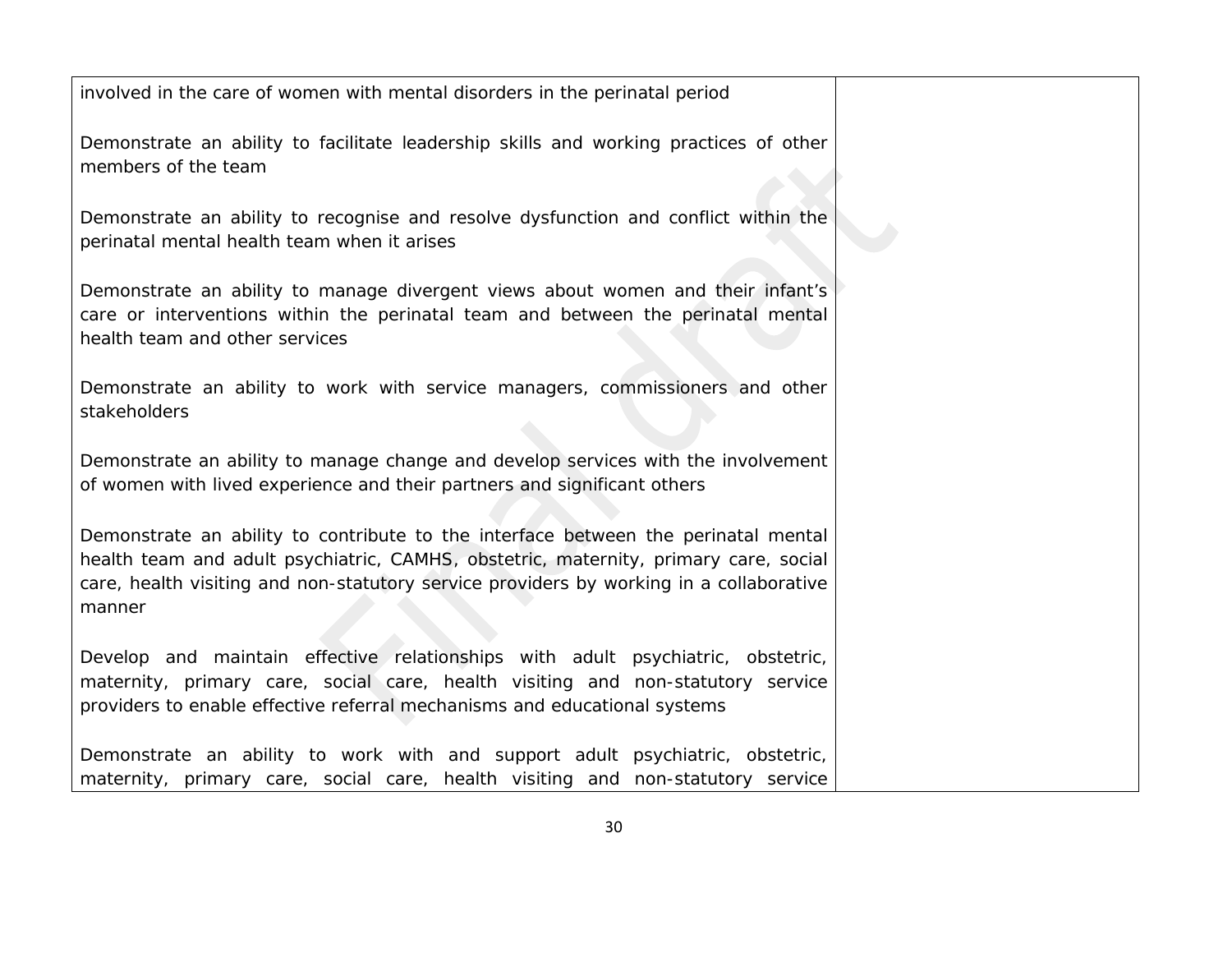| | |
|---|---|
| involved in the care of women with mental disorders in the perinatal period<br><br>Demonstrate an ability to facilitate leadership skills and working practices of other members of the team<br><br>Demonstrate an ability to recognise and resolve dysfunction and conflict within the perinatal mental health team when it arises<br><br>Demonstrate an ability to manage divergent views about women and their infant's care or interventions within the perinatal team and between the perinatal mental health team and other services<br><br>Demonstrate an ability to work with service managers, commissioners and other stakeholders<br><br>Demonstrate an ability to manage change and develop services with the involvement of women with lived experience and their partners and significant others<br><br>Demonstrate an ability to contribute to the interface between the perinatal mental health team and adult psychiatric, CAMHS, obstetric, maternity, primary care, social care, health visiting and non-statutory service providers by working in a collaborative manner<br><br>Develop and maintain effective relationships with adult psychiatric, obstetric, maternity, primary care, social care, health visiting and non-statutory service providers to enable effective referral mechanisms and educational systems<br><br>Demonstrate an ability to work with and support adult psychiatric, obstetric, maternity, primary care, social care, health visiting and non-statutory service | |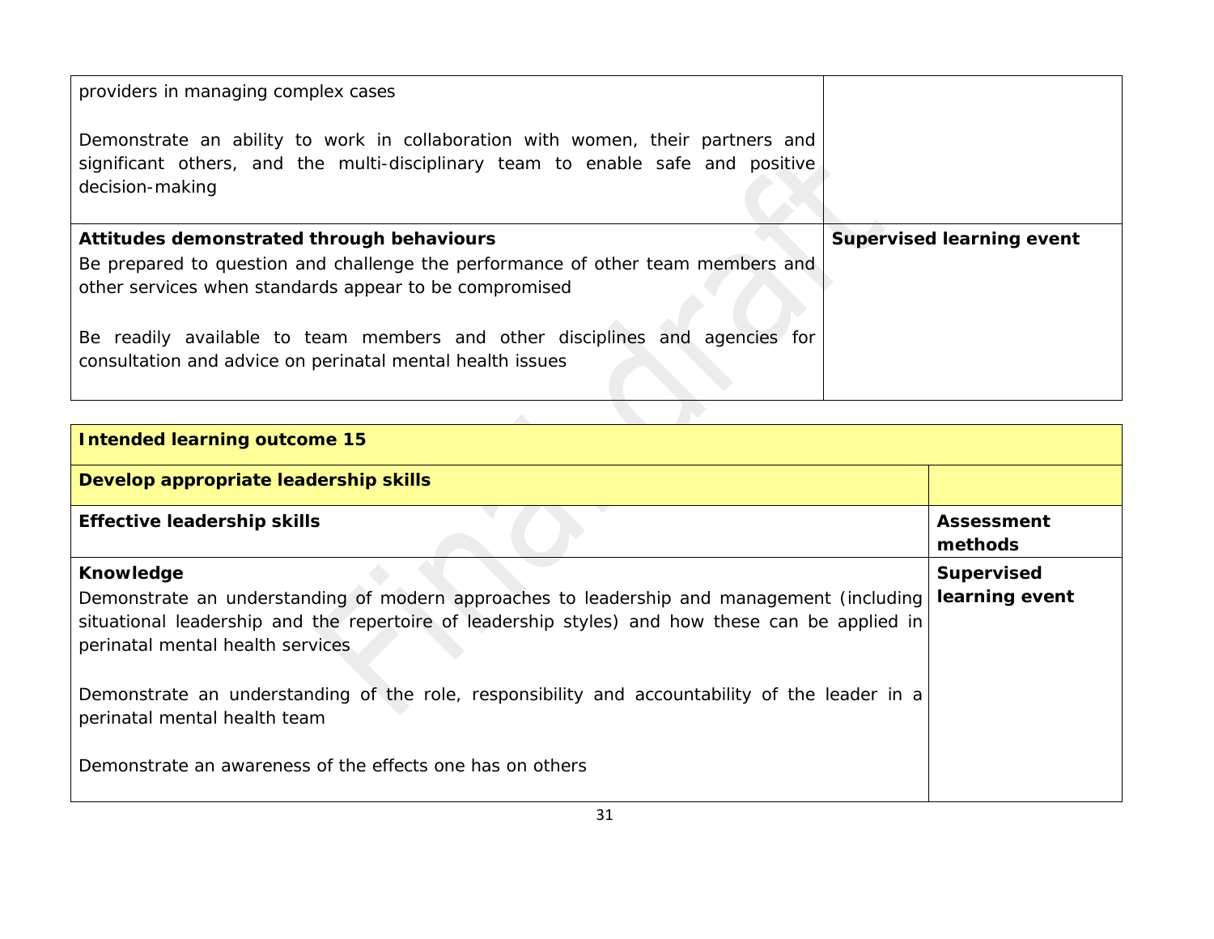| | |
|---|---|
| providers in managing complex cases<br><br>Demonstrate an ability to work in collaboration with women, their partners and significant others, and the multi-disciplinary team to enable safe and positive decision-making | |
| **Attitudes demonstrated through behaviours**<br>Be prepared to question and challenge the performance of other team members and other services when standards appear to be compromised<br><br>Be readily available to team members and other disciplines and agencies for consultation and advice on perinatal mental health issues | **Supervised learning event** |

| **Intended learning outcome 15** | |
|---|---|
| **Develop appropriate leadership skills** | |
| **Effective leadership skills** | **Assessment methods** |
| **Knowledge**<br>Demonstrate an understanding of modern approaches to leadership and management (including situational leadership and the repertoire of leadership styles) and how these can be applied in perinatal mental health services<br><br>Demonstrate an understanding of the role, responsibility and accountability of the leader in a perinatal mental health team<br><br>Demonstrate an awareness of the effects one has on others | **Supervised learning event** |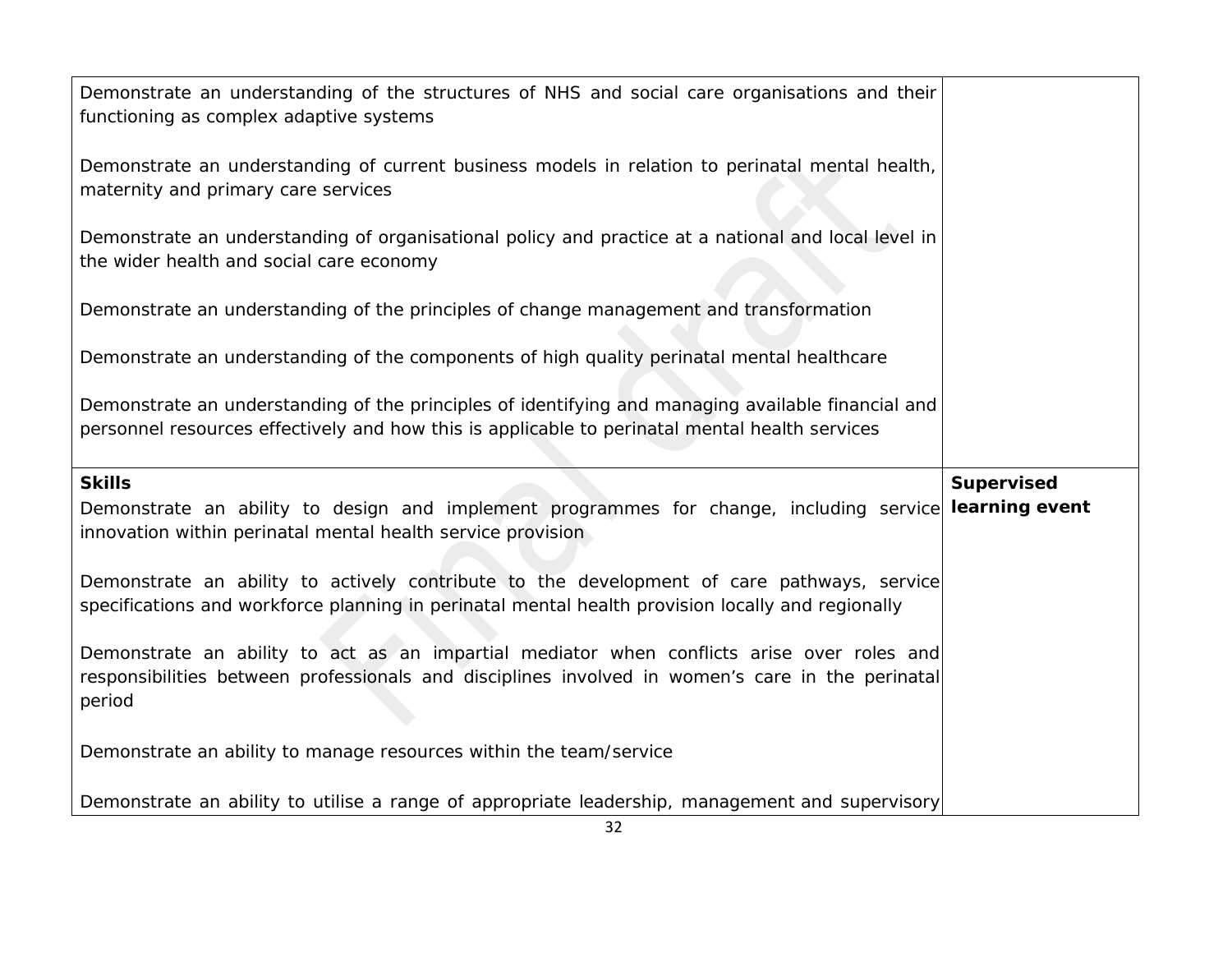| | |
|---|---|
| Demonstrate an understanding of the structures of NHS and social care organisations and their functioning as complex adaptive systems<br><br>Demonstrate an understanding of current business models in relation to perinatal mental health, maternity and primary care services<br><br>Demonstrate an understanding of organisational policy and practice at a national and local level in the wider health and social care economy<br><br>Demonstrate an understanding of the principles of change management and transformation<br><br>Demonstrate an understanding of the components of high quality perinatal mental healthcare<br><br>Demonstrate an understanding of the principles of identifying and managing available financial and personnel resources effectively and how this is applicable to perinatal mental health services | |
| **Skills**<br>Demonstrate an ability to design and implement programmes for change, including service innovation within perinatal mental health service provision<br><br>Demonstrate an ability to actively contribute to the development of care pathways, service specifications and workforce planning in perinatal mental health provision locally and regionally<br><br>Demonstrate an ability to act as an impartial mediator when conflicts arise over roles and responsibilities between professionals and disciplines involved in women's care in the perinatal period<br><br>Demonstrate an ability to manage resources within the team/service<br><br>Demonstrate an ability to utilise a range of appropriate leadership, management and supervisory | **Supervised learning event** |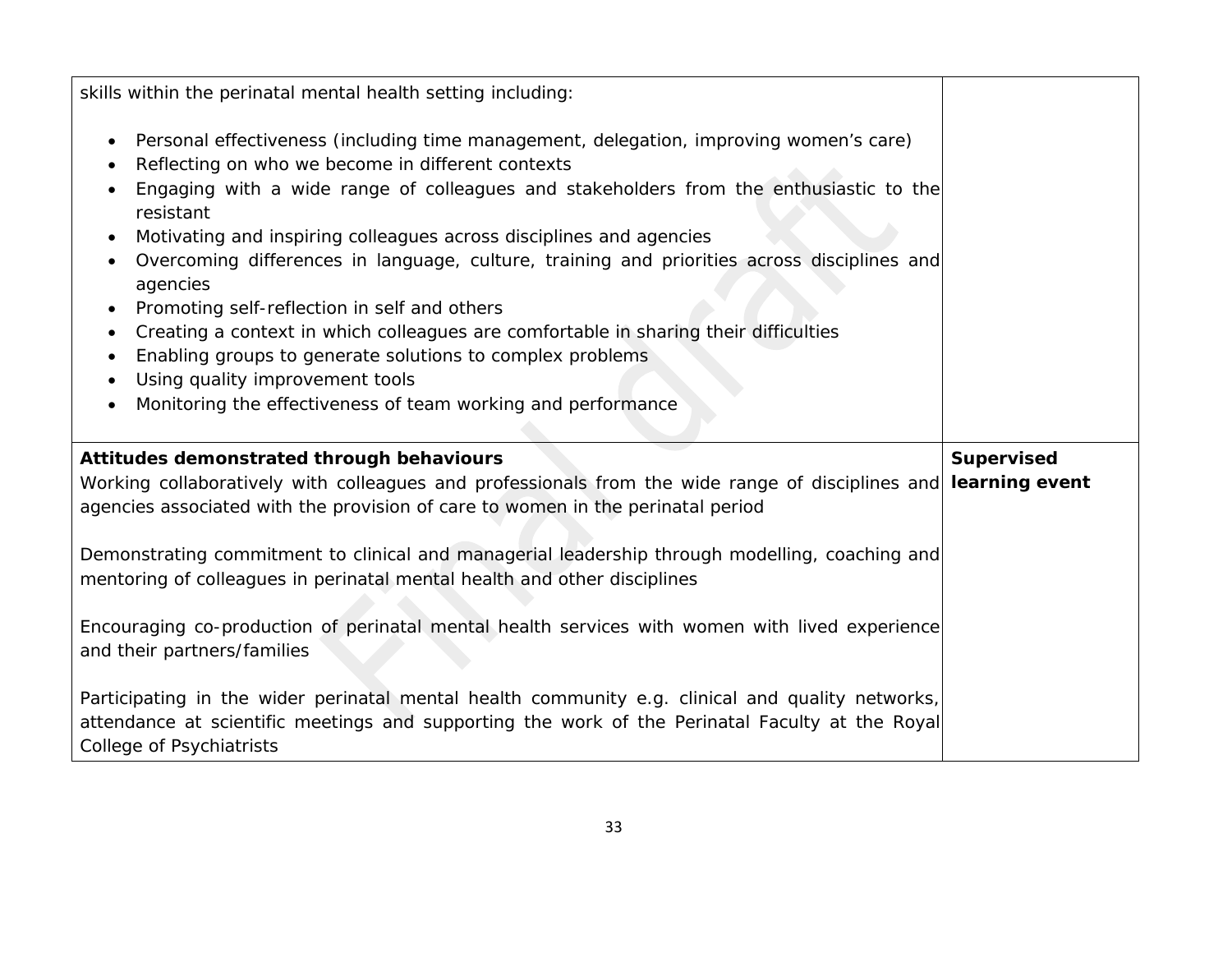| | |
|---|---|
| skills within the perinatal mental health setting including:<br><br>• Personal effectiveness (including time management, delegation, improving women's care)<br>• Reflecting on who we become in different contexts<br>• Engaging with a wide range of colleagues and stakeholders from the enthusiastic to the resistant<br>• Motivating and inspiring colleagues across disciplines and agencies<br>• Overcoming differences in language, culture, training and priorities across disciplines and agencies<br>• Promoting self-reflection in self and others<br>• Creating a context in which colleagues are comfortable in sharing their difficulties<br>• Enabling groups to generate solutions to complex problems<br>• Using quality improvement tools<br>• Monitoring the effectiveness of team working and performance | |
| **Attitudes demonstrated through behaviours**<br>Working collaboratively with colleagues and professionals from the wide range of disciplines and agencies associated with the provision of care to women in the perinatal period<br><br>Demonstrating commitment to clinical and managerial leadership through modelling, coaching and mentoring of colleagues in perinatal mental health and other disciplines<br><br>Encouraging co-production of perinatal mental health services with women with lived experience and their partners/families<br><br>Participating in the wider perinatal mental health community e.g. clinical and quality networks, attendance at scientific meetings and supporting the work of the Perinatal Faculty at the Royal College of Psychiatrists | **Supervised learning event** |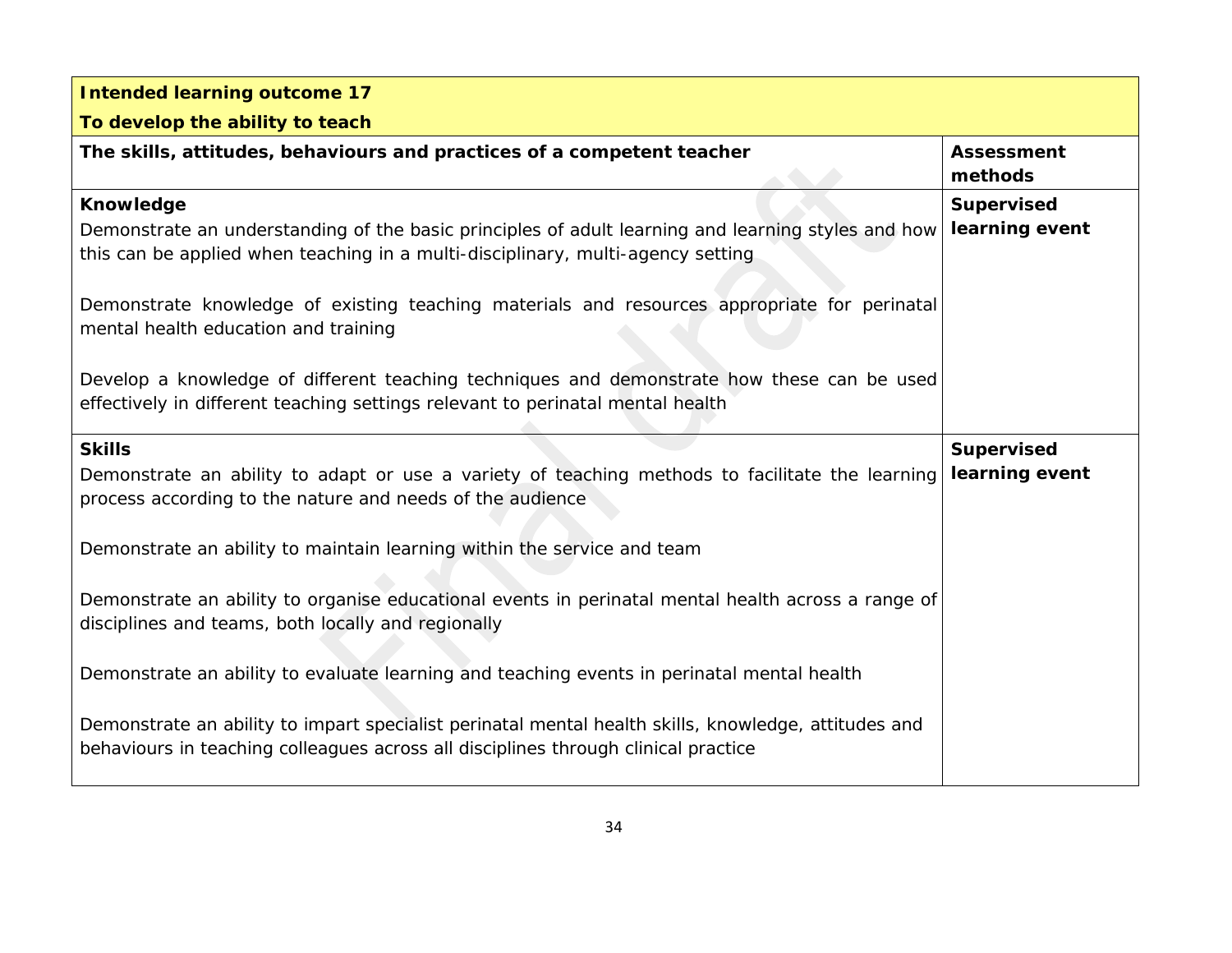| **Intended learning outcome 17**<br>**To develop the ability to teach** | |
|---|---|
| **The skills, attitudes, behaviours and practices of a competent teacher** | **Assessment methods** |
| **Knowledge**<br>Demonstrate an understanding of the basic principles of adult learning and learning styles and how this can be applied when teaching in a multi-disciplinary, multi-agency setting<br><br>Demonstrate knowledge of existing teaching materials and resources appropriate for perinatal mental health education and training<br><br>Develop a knowledge of different teaching techniques and demonstrate how these can be used effectively in different teaching settings relevant to perinatal mental health | **Supervised learning event** |
| **Skills**<br>Demonstrate an ability to adapt or use a variety of teaching methods to facilitate the learning process according to the nature and needs of the audience<br><br>Demonstrate an ability to maintain learning within the service and team<br><br>Demonstrate an ability to organise educational events in perinatal mental health across a range of disciplines and teams, both locally and regionally<br><br>Demonstrate an ability to evaluate learning and teaching events in perinatal mental health<br><br>Demonstrate an ability to impart specialist perinatal mental health skills, knowledge, attitudes and behaviours in teaching colleagues across all disciplines through clinical practice | **Supervised learning event** |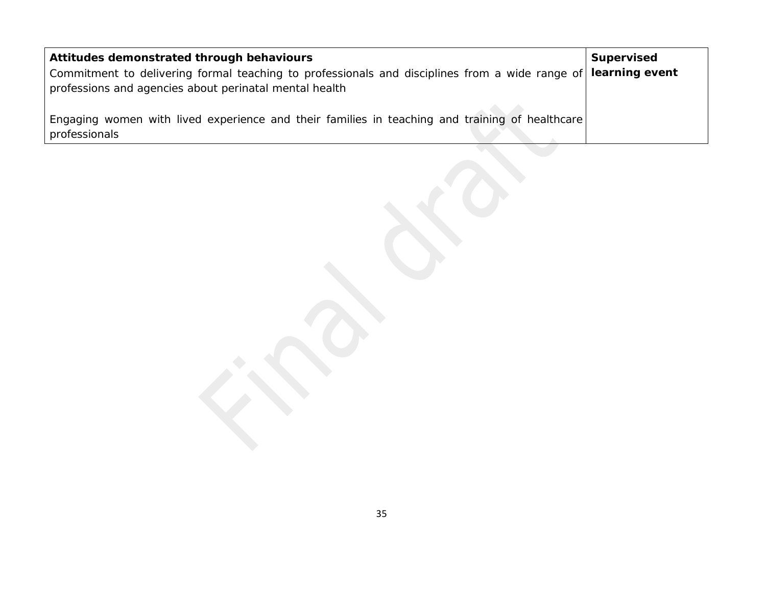| **Attitudes demonstrated through behaviours**<br>Commitment to delivering formal teaching to professionals and disciplines from a wide range of professions and agencies about perinatal mental health<br><br>Engaging women with lived experience and their families in teaching and training of healthcare professionals | **Supervised learning event** |
|---|---|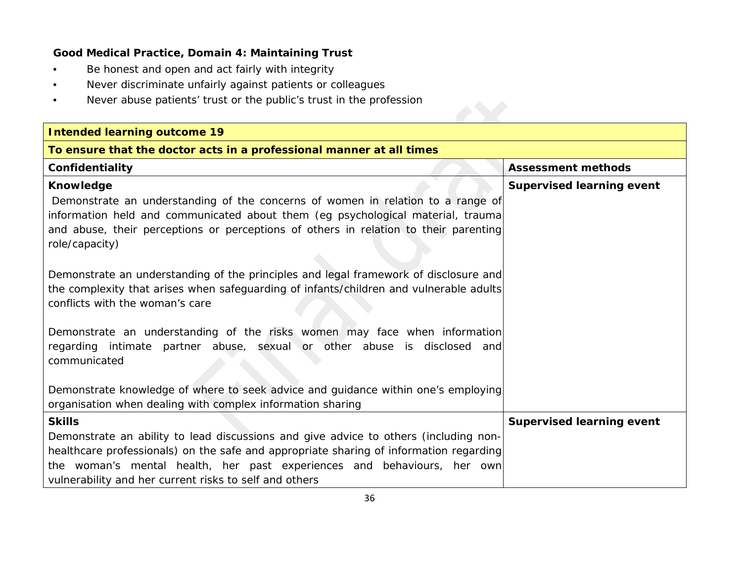**Good Medical Practice, Domain 4: Maintaining Trust**

- Be honest and open and act fairly with integrity
- Never discriminate unfairly against patients or colleagues
- Never abuse patients' trust or the public's trust in the profession

| **Intended learning outcome 19** | |
|---|---|
| **To ensure that the doctor acts in a professional manner at all times** | |
| **Confidentiality** | **Assessment methods** |
| **Knowledge**<br>Demonstrate an understanding of the concerns of women in relation to a range of information held and communicated about them (eg psychological material, trauma and abuse, their perceptions or perceptions of others in relation to their parenting role/capacity)<br><br>Demonstrate an understanding of the principles and legal framework of disclosure and the complexity that arises when safeguarding of infants/children and vulnerable adults conflicts with the woman's care<br><br>Demonstrate an understanding of the risks women may face when information regarding intimate partner abuse, sexual or other abuse is disclosed and communicated<br><br>Demonstrate knowledge of where to seek advice and guidance within one's employing organisation when dealing with complex information sharing | **Supervised learning event** |
| **Skills**<br>Demonstrate an ability to lead discussions and give advice to others (including non-healthcare professionals) on the safe and appropriate sharing of information regarding the woman's mental health, her past experiences and behaviours, her own vulnerability and her current risks to self and others | **Supervised learning event** |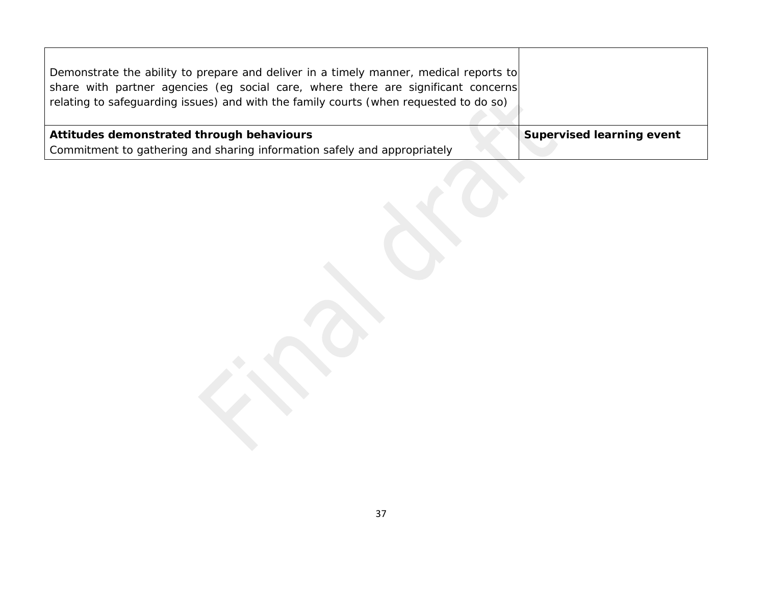| | |
|---|---|
| Demonstrate the ability to prepare and deliver in a timely manner, medical reports to share with partner agencies (eg social care, where there are significant concerns relating to safeguarding issues) and with the family courts (when requested to do so) | |
| **Attitudes demonstrated through behaviours**<br>Commitment to gathering and sharing information safely and appropriately | **Supervised learning event** |